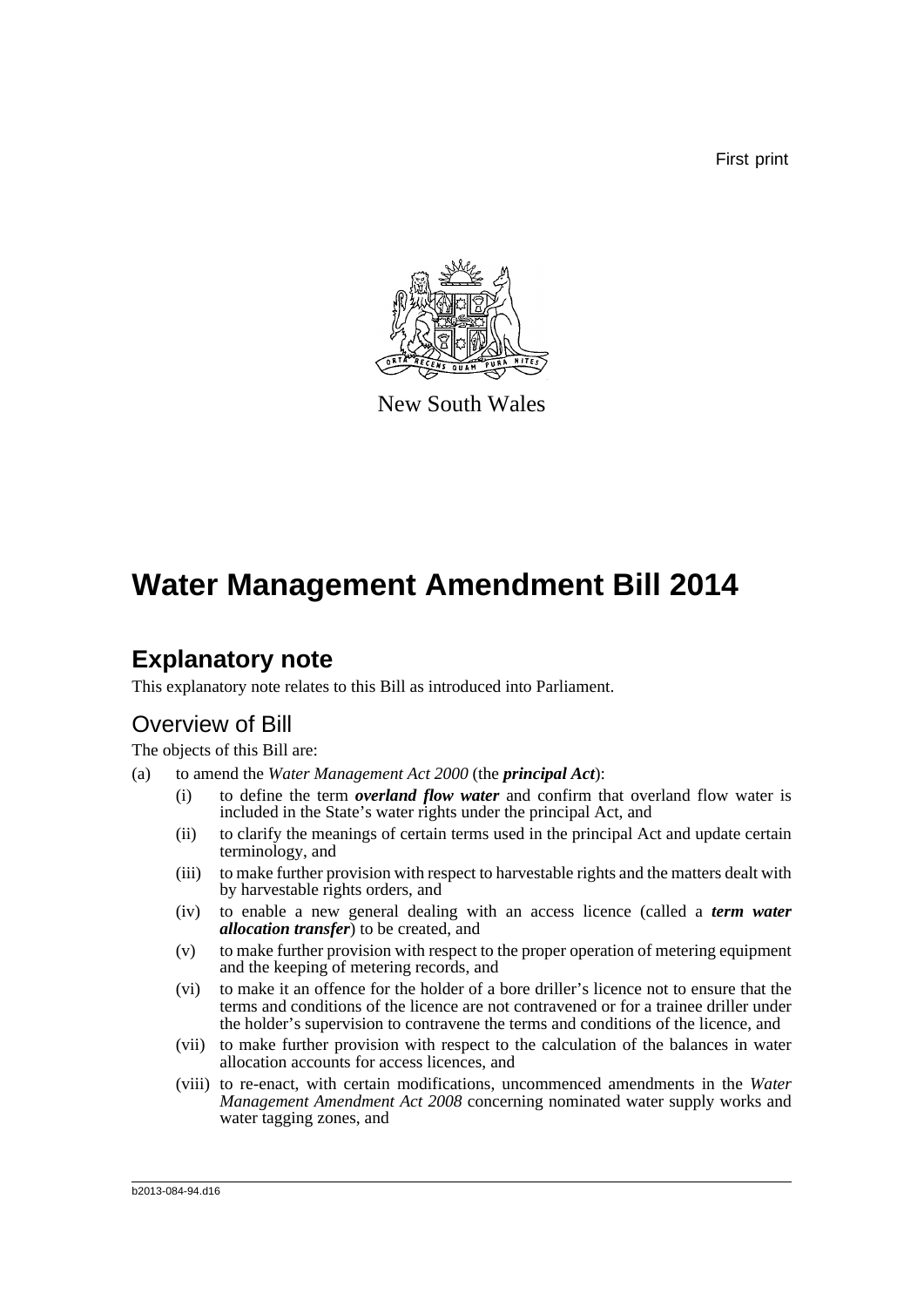First print

New South Wales

# Water Management Amendment Bill 2014

## Explanatory note

This explanatory note relates to this Bill as introduced into Parliament.

### Overview of Bill

The objects of this Bill are:

(a) to amend the *Water Management Act 2000* (the ***principal Act***):

- (i) to define the term ***overland flow water*** and confirm that overland flow water is included in the State's water rights under the principal Act, and
- (ii) to clarify the meanings of certain terms used in the principal Act and update certain terminology, and
- (iii) to make further provision with respect to harvestable rights and the matters dealt with by harvestable rights orders, and
- (iv) to enable a new general dealing with an access licence (called a ***term water allocation transfer***) to be created, and
- (v) to make further provision with respect to the proper operation of metering equipment and the keeping of metering records, and
- (vi) to make it an offence for the holder of a bore driller's licence not to ensure that the terms and conditions of the licence are not contravened or for a trainee driller under the holder's supervision to contravene the terms and conditions of the licence, and
- (vii) to make further provision with respect to the calculation of the balances in water allocation accounts for access licences, and
- (viii) to re-enact, with certain modifications, uncommenced amendments in the *Water Management Amendment Act 2008* concerning nominated water supply works and water tagging zones, and

b2013-084-94.d16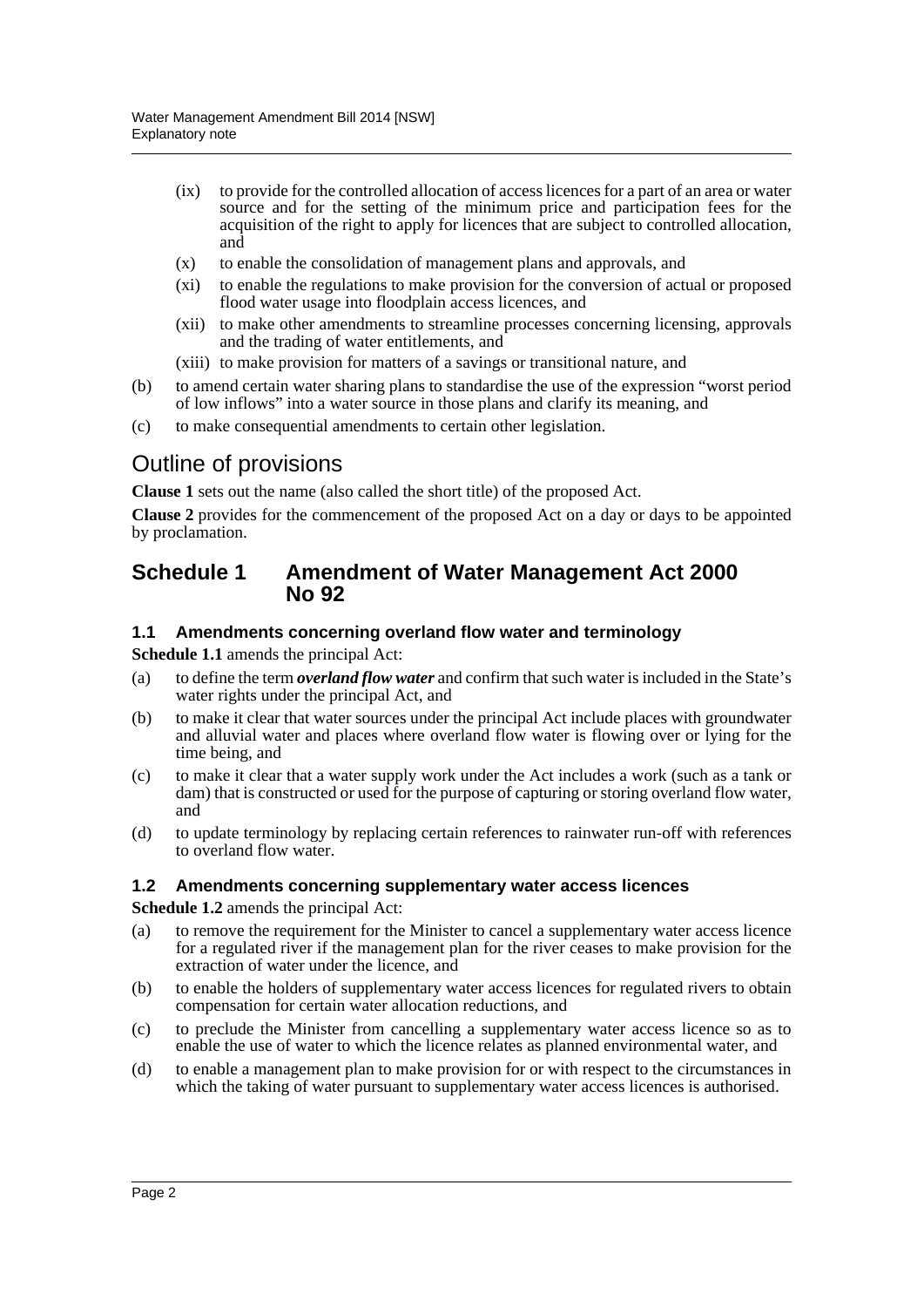(ix) to provide for the controlled allocation of access licences for a part of an area or water source and for the setting of the minimum price and participation fees for the acquisition of the right to apply for licences that are subject to controlled allocation, and

(x) to enable the consolidation of management plans and approvals, and

(xi) to enable the regulations to make provision for the conversion of actual or proposed flood water usage into floodplain access licences, and

(xii) to make other amendments to streamline processes concerning licensing, approvals and the trading of water entitlements, and

(xiii) to make provision for matters of a savings or transitional nature, and

(b) to amend certain water sharing plans to standardise the use of the expression "worst period of low inflows" into a water source in those plans and clarify its meaning, and

(c) to make consequential amendments to certain other legislation.

## Outline of provisions

**Clause 1** sets out the name (also called the short title) of the proposed Act.

**Clause 2** provides for the commencement of the proposed Act on a day or days to be appointed by proclamation.

## Schedule 1 Amendment of Water Management Act 2000 No 92

### 1.1 Amendments concerning overland flow water and terminology

**Schedule 1.1** amends the principal Act:

(a) to define the term ***overland flow water*** and confirm that such water is included in the State's water rights under the principal Act, and

(b) to make it clear that water sources under the principal Act include places with groundwater and alluvial water and places where overland flow water is flowing over or lying for the time being, and

(c) to make it clear that a water supply work under the Act includes a work (such as a tank or dam) that is constructed or used for the purpose of capturing or storing overland flow water, and

(d) to update terminology by replacing certain references to rainwater run-off with references to overland flow water.

### 1.2 Amendments concerning supplementary water access licences

**Schedule 1.2** amends the principal Act:

(a) to remove the requirement for the Minister to cancel a supplementary water access licence for a regulated river if the management plan for the river ceases to make provision for the extraction of water under the licence, and

(b) to enable the holders of supplementary water access licences for regulated rivers to obtain compensation for certain water allocation reductions, and

(c) to preclude the Minister from cancelling a supplementary water access licence so as to enable the use of water to which the licence relates as planned environmental water, and

(d) to enable a management plan to make provision for or with respect to the circumstances in which the taking of water pursuant to supplementary water access licences is authorised.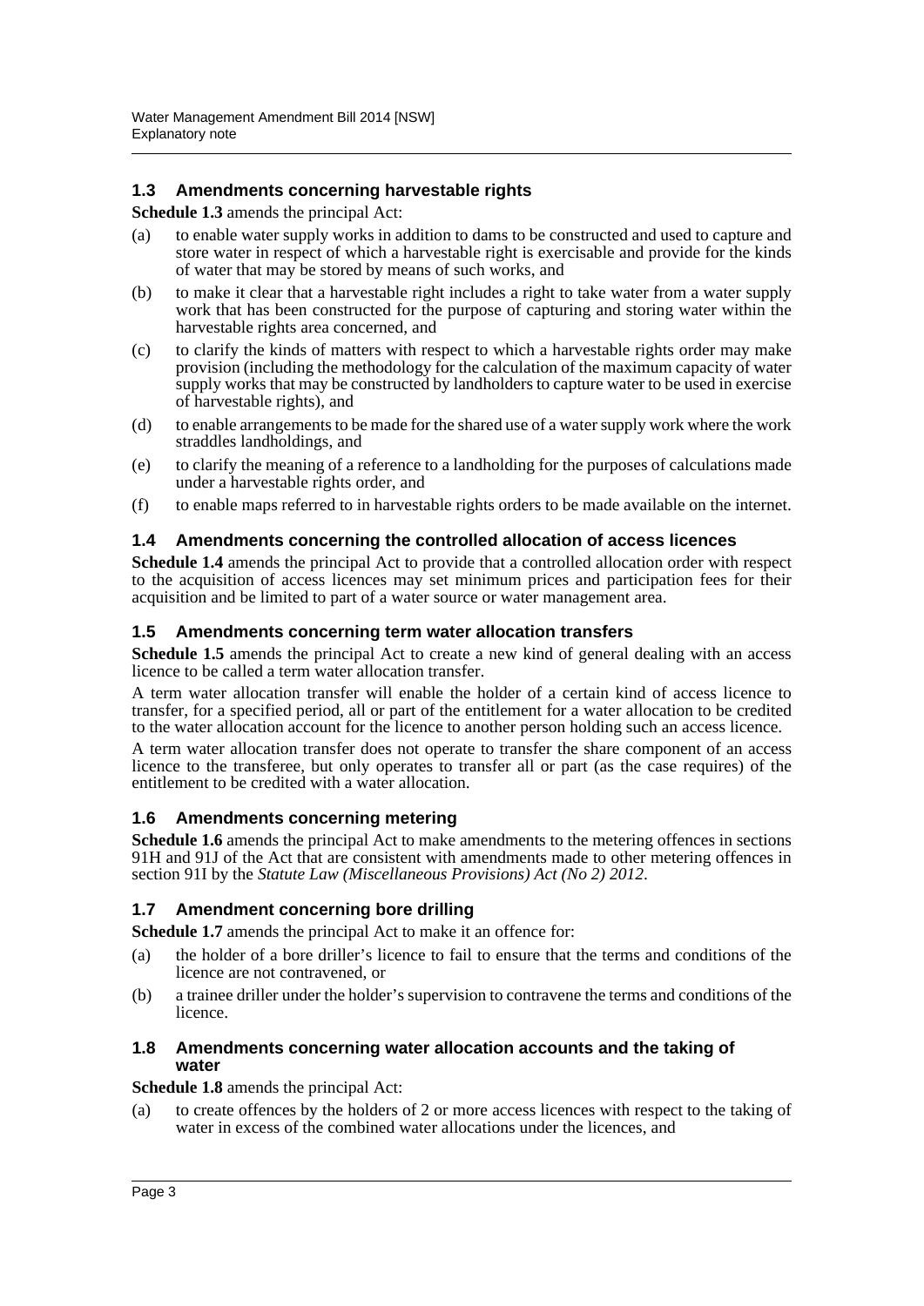### 1.3 Amendments concerning harvestable rights

**Schedule 1.3** amends the principal Act:

(a) to enable water supply works in addition to dams to be constructed and used to capture and store water in respect of which a harvestable right is exercisable and provide for the kinds of water that may be stored by means of such works, and

(b) to make it clear that a harvestable right includes a right to take water from a water supply work that has been constructed for the purpose of capturing and storing water within the harvestable rights area concerned, and

(c) to clarify the kinds of matters with respect to which a harvestable rights order may make provision (including the methodology for the calculation of the maximum capacity of water supply works that may be constructed by landholders to capture water to be used in exercise of harvestable rights), and

(d) to enable arrangements to be made for the shared use of a water supply work where the work straddles landholdings, and

(e) to clarify the meaning of a reference to a landholding for the purposes of calculations made under a harvestable rights order, and

(f) to enable maps referred to in harvestable rights orders to be made available on the internet.

### 1.4 Amendments concerning the controlled allocation of access licences

**Schedule 1.4** amends the principal Act to provide that a controlled allocation order with respect to the acquisition of access licences may set minimum prices and participation fees for their acquisition and be limited to part of a water source or water management area.

### 1.5 Amendments concerning term water allocation transfers

**Schedule 1.5** amends the principal Act to create a new kind of general dealing with an access licence to be called a term water allocation transfer.

A term water allocation transfer will enable the holder of a certain kind of access licence to transfer, for a specified period, all or part of the entitlement for a water allocation to be credited to the water allocation account for the licence to another person holding such an access licence.

A term water allocation transfer does not operate to transfer the share component of an access licence to the transferee, but only operates to transfer all or part (as the case requires) of the entitlement to be credited with a water allocation.

### 1.6 Amendments concerning metering

**Schedule 1.6** amends the principal Act to make amendments to the metering offences in sections 91H and 91J of the Act that are consistent with amendments made to other metering offences in section 91I by the *Statute Law (Miscellaneous Provisions) Act (No 2) 2012*.

### 1.7 Amendment concerning bore drilling

**Schedule 1.7** amends the principal Act to make it an offence for:

(a) the holder of a bore driller's licence to fail to ensure that the terms and conditions of the licence are not contravened, or

(b) a trainee driller under the holder's supervision to contravene the terms and conditions of the licence.

### 1.8 Amendments concerning water allocation accounts and the taking of water

**Schedule 1.8** amends the principal Act:

(a) to create offences by the holders of 2 or more access licences with respect to the taking of water in excess of the combined water allocations under the licences, and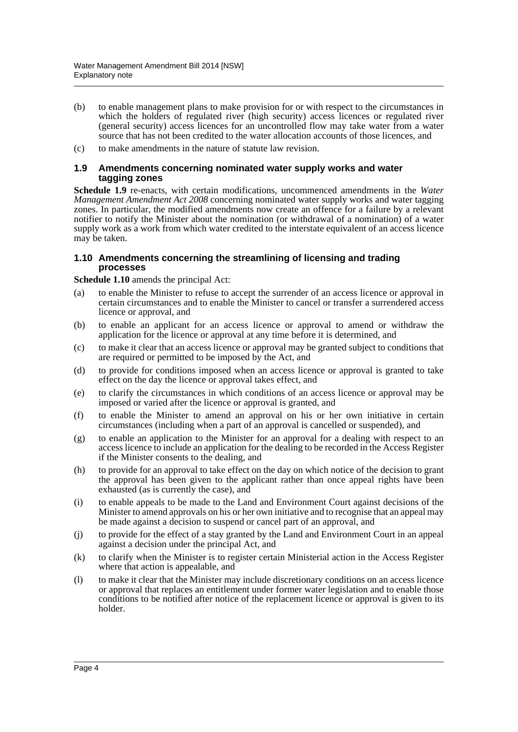(b) to enable management plans to make provision for or with respect to the circumstances in which the holders of regulated river (high security) access licences or regulated river (general security) access licences for an uncontrolled flow may take water from a water source that has not been credited to the water allocation accounts of those licences, and

(c) to make amendments in the nature of statute law revision.

### 1.9 Amendments concerning nominated water supply works and water tagging zones

**Schedule 1.9** re-enacts, with certain modifications, uncommenced amendments in the *Water Management Amendment Act 2008* concerning nominated water supply works and water tagging zones. In particular, the modified amendments now create an offence for a failure by a relevant notifier to notify the Minister about the nomination (or withdrawal of a nomination) of a water supply work as a work from which water credited to the interstate equivalent of an access licence may be taken.

### 1.10 Amendments concerning the streamlining of licensing and trading processes

**Schedule 1.10** amends the principal Act:

(a) to enable the Minister to refuse to accept the surrender of an access licence or approval in certain circumstances and to enable the Minister to cancel or transfer a surrendered access licence or approval, and

(b) to enable an applicant for an access licence or approval to amend or withdraw the application for the licence or approval at any time before it is determined, and

(c) to make it clear that an access licence or approval may be granted subject to conditions that are required or permitted to be imposed by the Act, and

(d) to provide for conditions imposed when an access licence or approval is granted to take effect on the day the licence or approval takes effect, and

(e) to clarify the circumstances in which conditions of an access licence or approval may be imposed or varied after the licence or approval is granted, and

(f) to enable the Minister to amend an approval on his or her own initiative in certain circumstances (including when a part of an approval is cancelled or suspended), and

(g) to enable an application to the Minister for an approval for a dealing with respect to an access licence to include an application for the dealing to be recorded in the Access Register if the Minister consents to the dealing, and

(h) to provide for an approval to take effect on the day on which notice of the decision to grant the approval has been given to the applicant rather than once appeal rights have been exhausted (as is currently the case), and

(i) to enable appeals to be made to the Land and Environment Court against decisions of the Minister to amend approvals on his or her own initiative and to recognise that an appeal may be made against a decision to suspend or cancel part of an approval, and

(j) to provide for the effect of a stay granted by the Land and Environment Court in an appeal against a decision under the principal Act, and

(k) to clarify when the Minister is to register certain Ministerial action in the Access Register where that action is appealable, and

(l) to make it clear that the Minister may include discretionary conditions on an access licence or approval that replaces an entitlement under former water legislation and to enable those conditions to be notified after notice of the replacement licence or approval is given to its holder.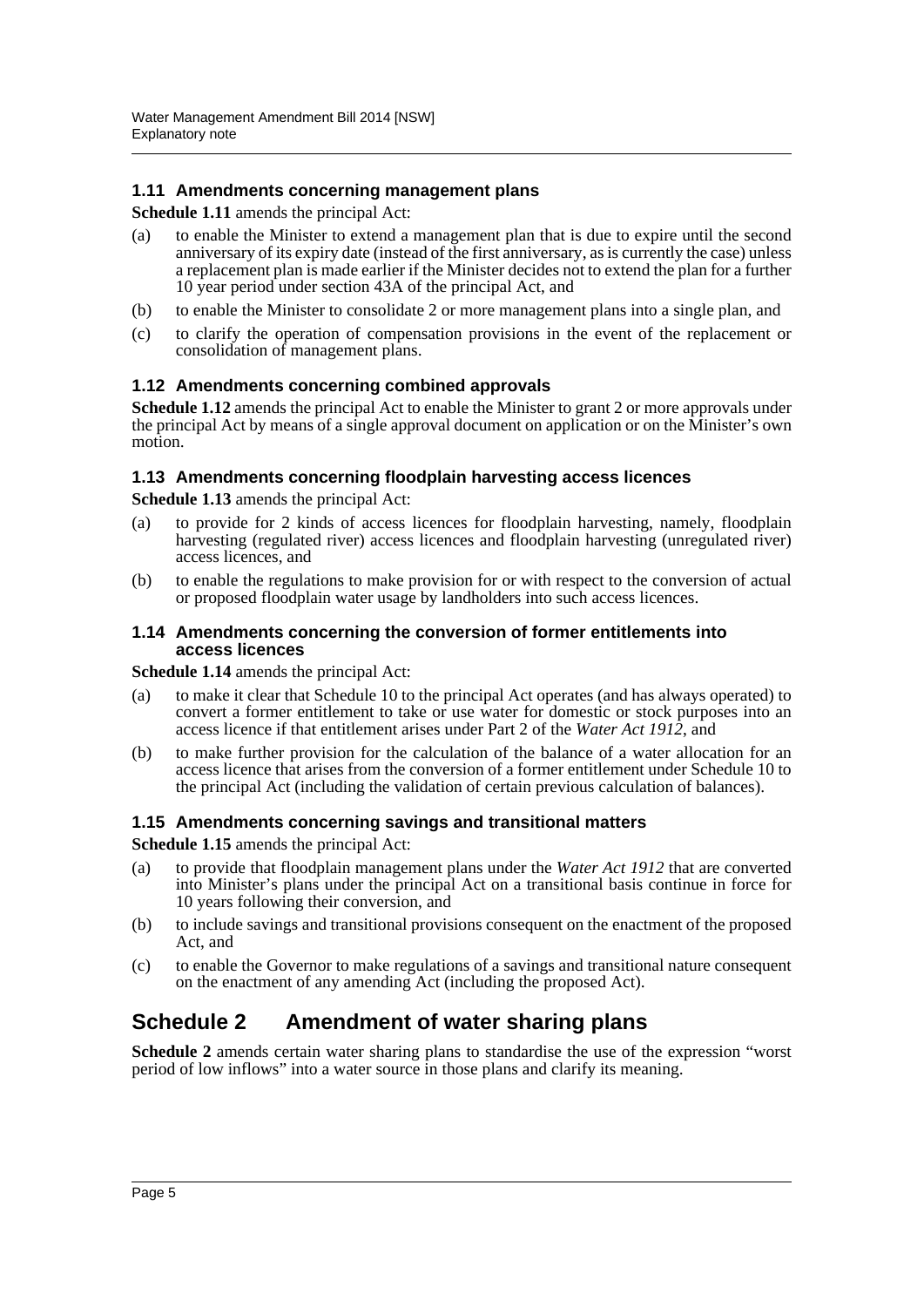### 1.11 Amendments concerning management plans

**Schedule 1.11** amends the principal Act:

(a) to enable the Minister to extend a management plan that is due to expire until the second anniversary of its expiry date (instead of the first anniversary, as is currently the case) unless a replacement plan is made earlier if the Minister decides not to extend the plan for a further 10 year period under section 43A of the principal Act, and

(b) to enable the Minister to consolidate 2 or more management plans into a single plan, and

(c) to clarify the operation of compensation provisions in the event of the replacement or consolidation of management plans.

### 1.12 Amendments concerning combined approvals

**Schedule 1.12** amends the principal Act to enable the Minister to grant 2 or more approvals under the principal Act by means of a single approval document on application or on the Minister's own motion.

### 1.13 Amendments concerning floodplain harvesting access licences

**Schedule 1.13** amends the principal Act:

(a) to provide for 2 kinds of access licences for floodplain harvesting, namely, floodplain harvesting (regulated river) access licences and floodplain harvesting (unregulated river) access licences, and

(b) to enable the regulations to make provision for or with respect to the conversion of actual or proposed floodplain water usage by landholders into such access licences.

### 1.14 Amendments concerning the conversion of former entitlements into access licences

**Schedule 1.14** amends the principal Act:

(a) to make it clear that Schedule 10 to the principal Act operates (and has always operated) to convert a former entitlement to take or use water for domestic or stock purposes into an access licence if that entitlement arises under Part 2 of the *Water Act 1912*, and

(b) to make further provision for the calculation of the balance of a water allocation for an access licence that arises from the conversion of a former entitlement under Schedule 10 to the principal Act (including the validation of certain previous calculation of balances).

### 1.15 Amendments concerning savings and transitional matters

**Schedule 1.15** amends the principal Act:

(a) to provide that floodplain management plans under the *Water Act 1912* that are converted into Minister's plans under the principal Act on a transitional basis continue in force for 10 years following their conversion, and

(b) to include savings and transitional provisions consequent on the enactment of the proposed Act, and

(c) to enable the Governor to make regulations of a savings and transitional nature consequent on the enactment of any amending Act (including the proposed Act).

## Schedule 2 Amendment of water sharing plans

**Schedule 2** amends certain water sharing plans to standardise the use of the expression "worst period of low inflows" into a water source in those plans and clarify its meaning.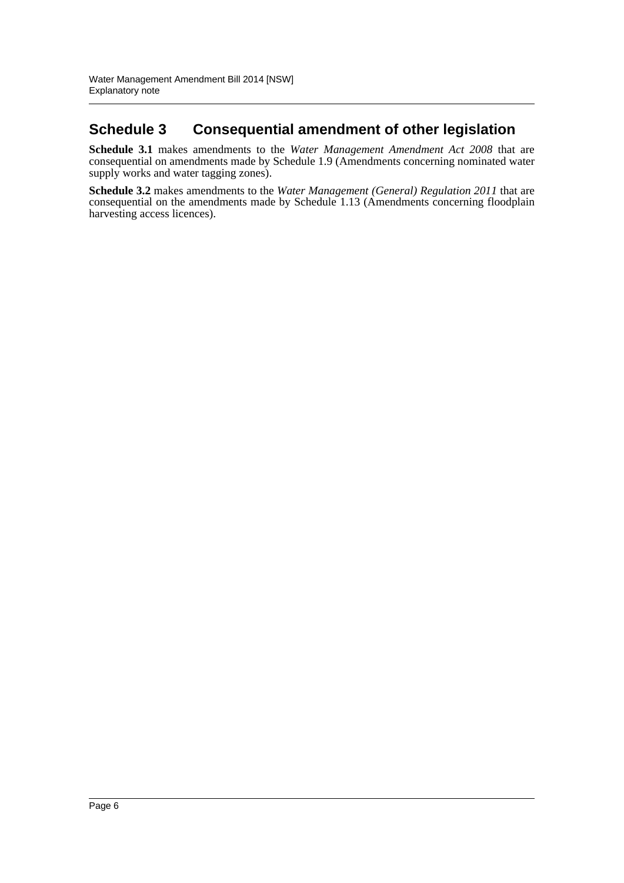## Schedule 3 Consequential amendment of other legislation

**Schedule 3.1** makes amendments to the *Water Management Amendment Act 2008* that are consequential on amendments made by Schedule 1.9 (Amendments concerning nominated water supply works and water tagging zones).

**Schedule 3.2** makes amendments to the *Water Management (General) Regulation 2011* that are consequential on the amendments made by Schedule 1.13 (Amendments concerning floodplain harvesting access licences).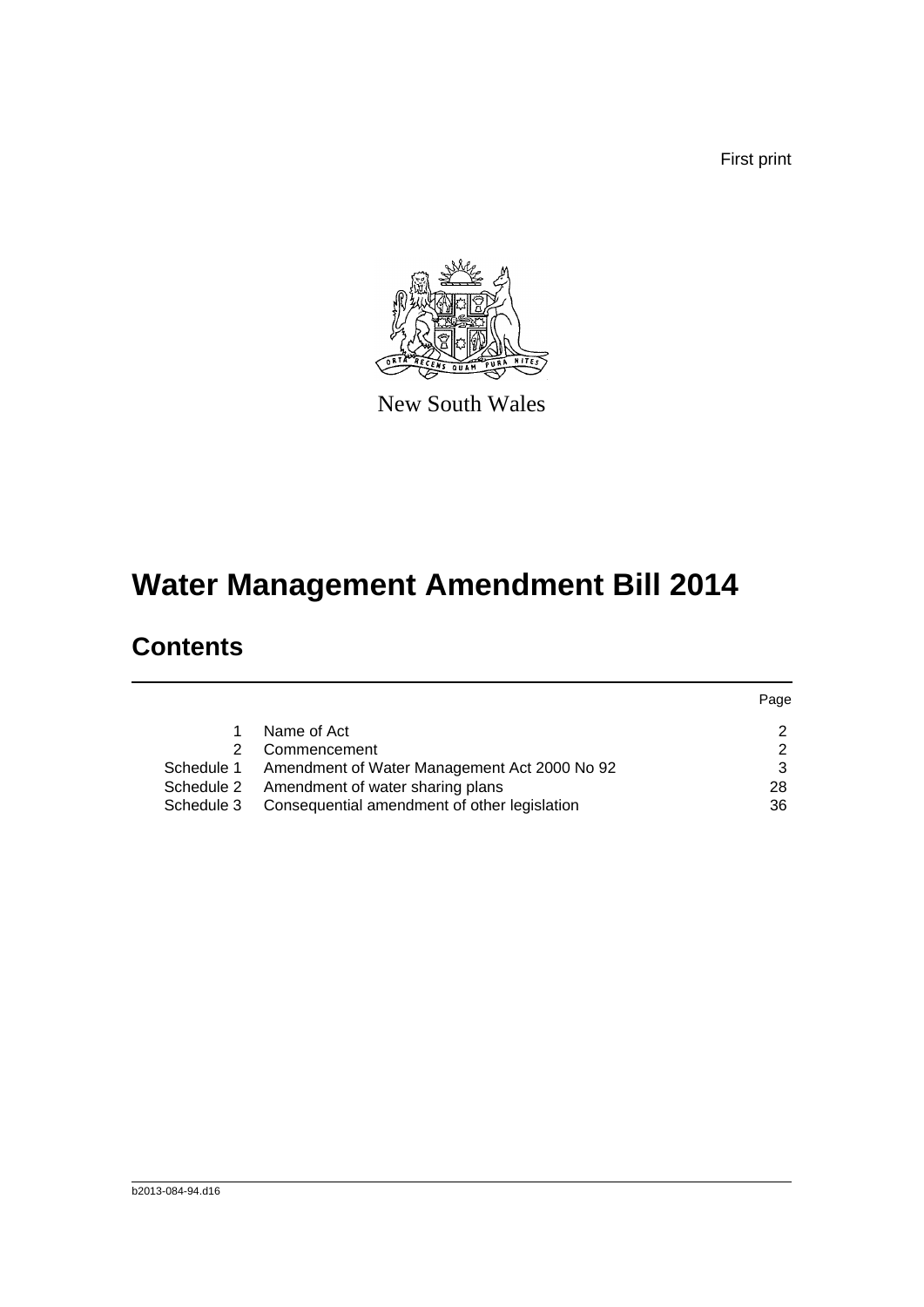First print

New South Wales

# Water Management Amendment Bill 2014

## Contents

| | | Page |
|---|---|---|
| 1 | Name of Act | 2 |
| 2 | Commencement | 2 |
| Schedule 1 | Amendment of Water Management Act 2000 No 92 | 3 |
| Schedule 2 | Amendment of water sharing plans | 28 |
| Schedule 3 | Consequential amendment of other legislation | 36 |

b2013-084-94.d16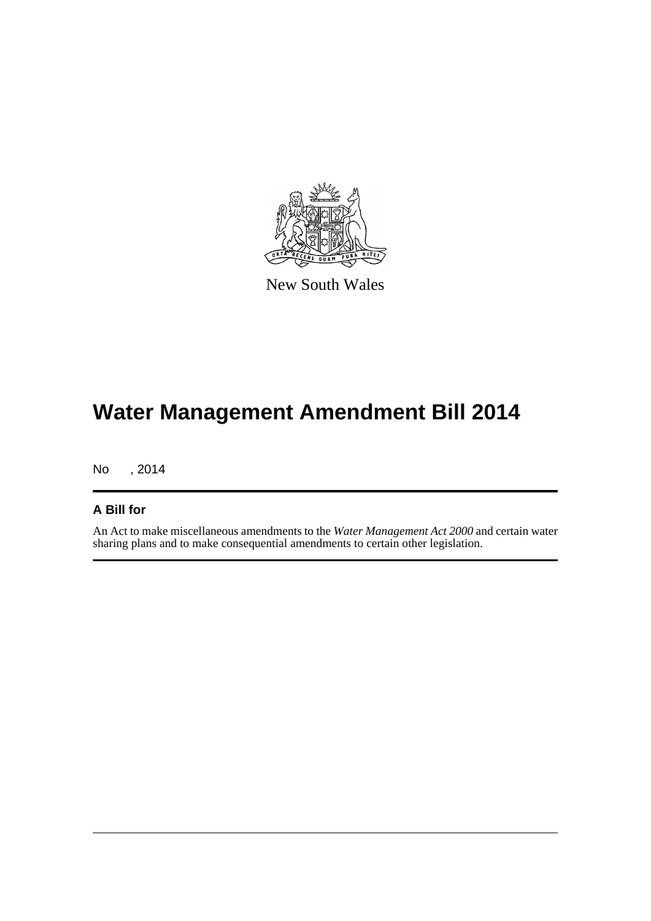New South Wales

# Water Management Amendment Bill 2014

No , 2014

## A Bill for

An Act to make miscellaneous amendments to the *Water Management Act 2000* and certain water sharing plans and to make consequential amendments to certain other legislation.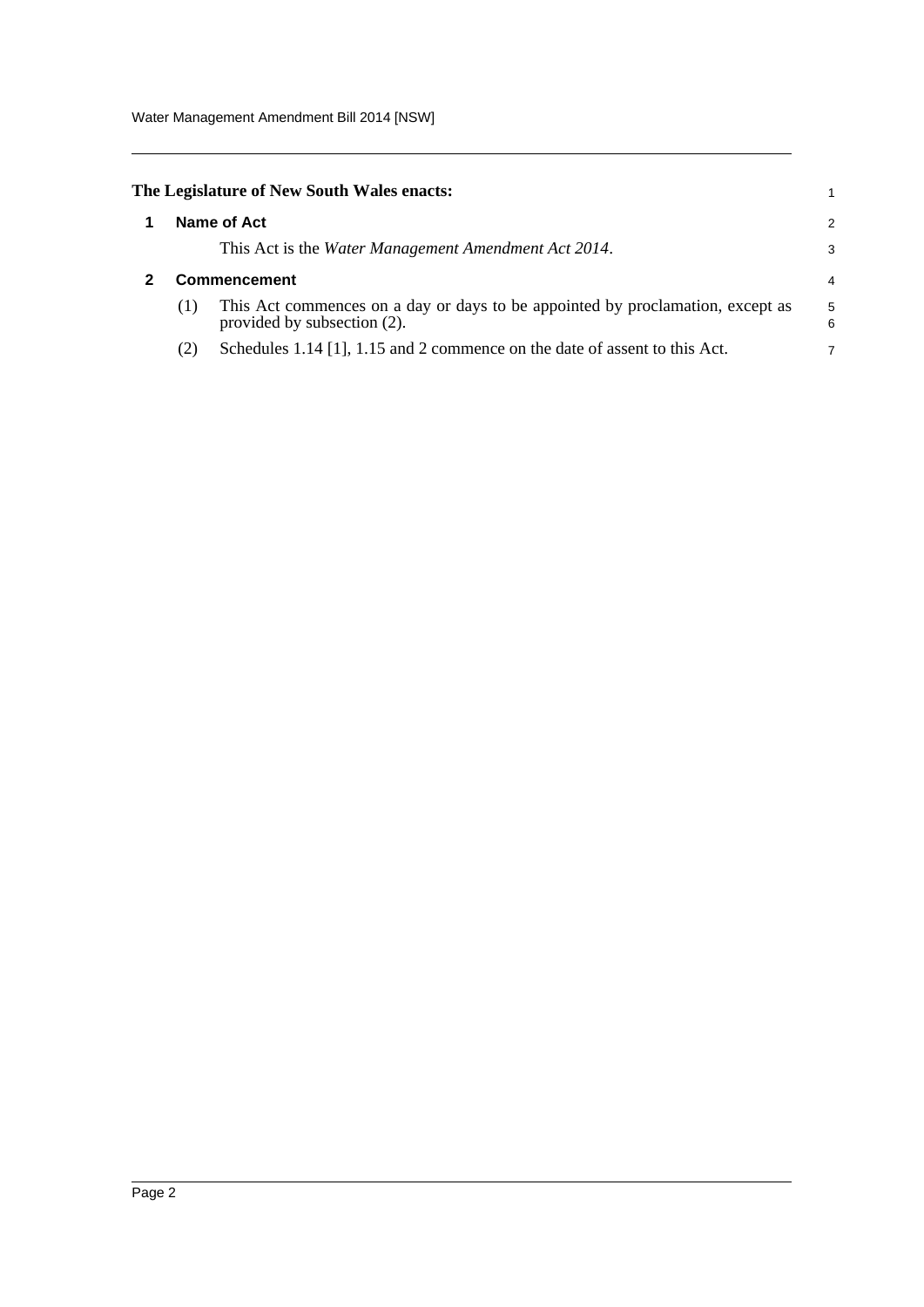**The Legislature of New South Wales enacts:**

## 1 Name of Act

This Act is the *Water Management Amendment Act 2014*.

## 2 Commencement

(1) This Act commences on a day or days to be appointed by proclamation, except as provided by subsection (2).

(2) Schedules 1.14 [1], 1.15 and 2 commence on the date of assent to this Act.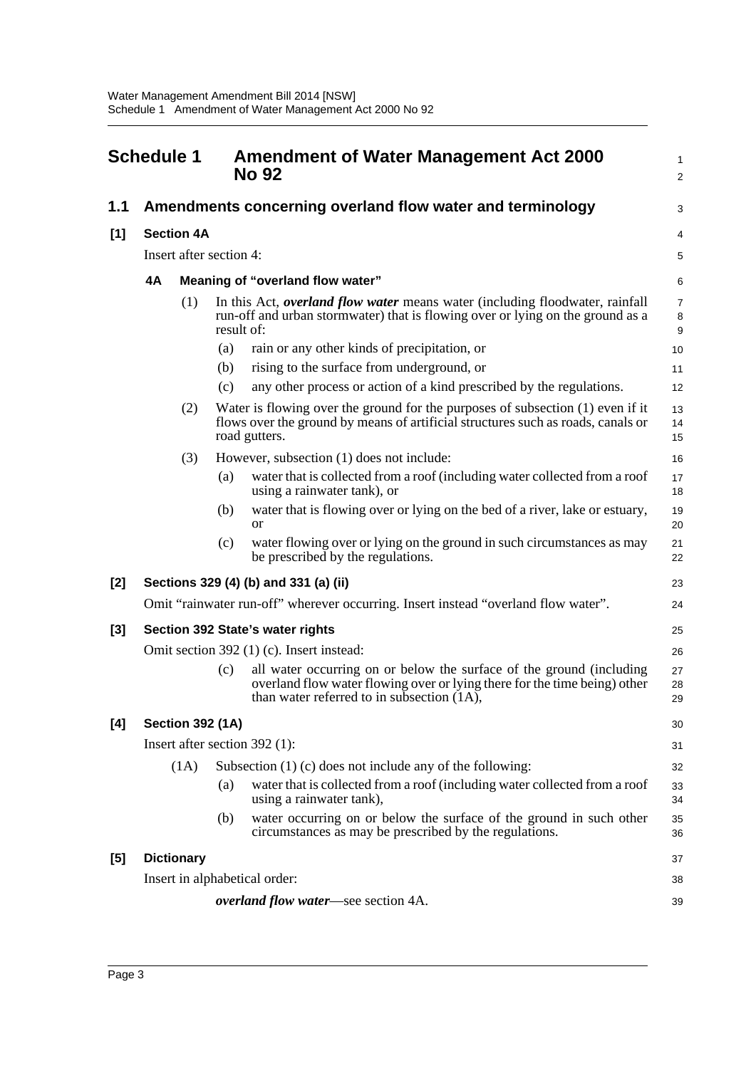# Schedule 1 Amendment of Water Management Act 2000 No 92

## 1.1 Amendments concerning overland flow water and terminology

### [1] Section 4A

Insert after section 4:

#### 4A Meaning of "overland flow water"

(1) In this Act, ***overland flow water*** means water (including floodwater, rainfall run-off and urban stormwater) that is flowing over or lying on the ground as a result of:

- (a) rain or any other kinds of precipitation, or
- (b) rising to the surface from underground, or
- (c) any other process or action of a kind prescribed by the regulations.

(2) Water is flowing over the ground for the purposes of subsection (1) even if it flows over the ground by means of artificial structures such as roads, canals or road gutters.

(3) However, subsection (1) does not include:

- (a) water that is collected from a roof (including water collected from a roof using a rainwater tank), or
- (b) water that is flowing over or lying on the bed of a river, lake or estuary, or
- (c) water flowing over or lying on the ground in such circumstances as may be prescribed by the regulations.

### [2] Sections 329 (4) (b) and 331 (a) (ii)

Omit "rainwater run-off" wherever occurring. Insert instead "overland flow water".

### [3] Section 392 State's water rights

Omit section 392 (1) (c). Insert instead:

- (c) all water occurring on or below the surface of the ground (including overland flow water flowing over or lying there for the time being) other than water referred to in subsection (1A),

### [4] Section 392 (1A)

Insert after section 392 (1):

(1A) Subsection (1) (c) does not include any of the following:

- (a) water that is collected from a roof (including water collected from a roof using a rainwater tank),
- (b) water occurring on or below the surface of the ground in such other circumstances as may be prescribed by the regulations.

### [5] Dictionary

Insert in alphabetical order:

***overland flow water***—see section 4A.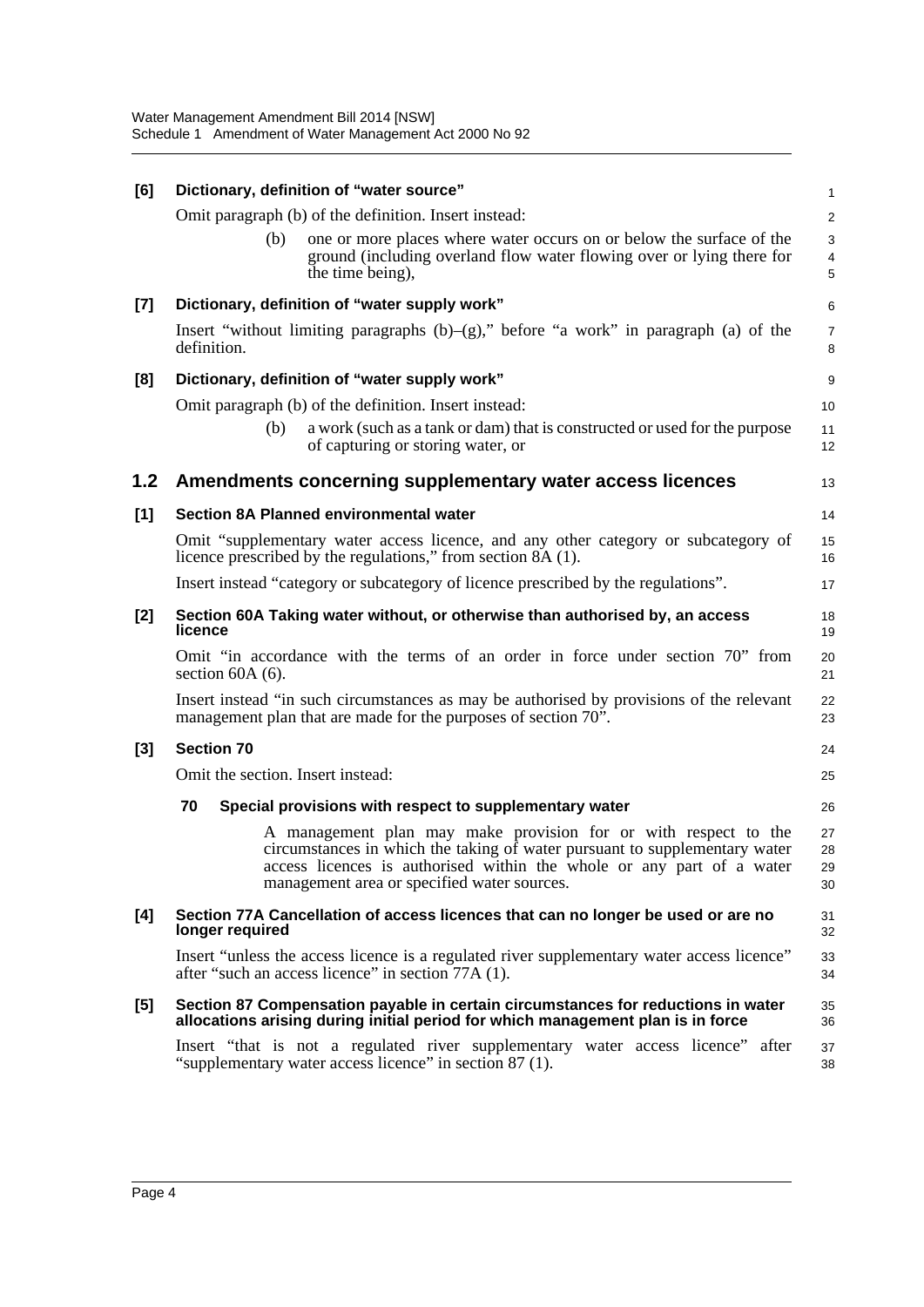**[6] Dictionary, definition of "water source"**

Omit paragraph (b) of the definition. Insert instead:

> (b) one or more places where water occurs on or below the surface of the ground (including overland flow water flowing over or lying there for the time being),

**[7] Dictionary, definition of "water supply work"**

Insert "without limiting paragraphs (b)–(g)," before "a work" in paragraph (a) of the definition.

**[8] Dictionary, definition of "water supply work"**

Omit paragraph (b) of the definition. Insert instead:

> (b) a work (such as a tank or dam) that is constructed or used for the purpose of capturing or storing water, or

## 1.2 Amendments concerning supplementary water access licences

**[1] Section 8A Planned environmental water**

Omit "supplementary water access licence, and any other category or subcategory of licence prescribed by the regulations," from section 8A (1).

Insert instead "category or subcategory of licence prescribed by the regulations".

**[2] Section 60A Taking water without, or otherwise than authorised by, an access licence**

Omit "in accordance with the terms of an order in force under section 70" from section 60A (6).

Insert instead "in such circumstances as may be authorised by provisions of the relevant management plan that are made for the purposes of section 70".

**[3] Section 70**

Omit the section. Insert instead:

> **70 Special provisions with respect to supplementary water**
>
> A management plan may make provision for or with respect to the circumstances in which the taking of water pursuant to supplementary water access licences is authorised within the whole or any part of a water management area or specified water sources.

**[4] Section 77A Cancellation of access licences that can no longer be used or are no longer required**

Insert "unless the access licence is a regulated river supplementary water access licence" after "such an access licence" in section 77A (1).

**[5] Section 87 Compensation payable in certain circumstances for reductions in water allocations arising during initial period for which management plan is in force**

Insert "that is not a regulated river supplementary water access licence" after "supplementary water access licence" in section 87 (1).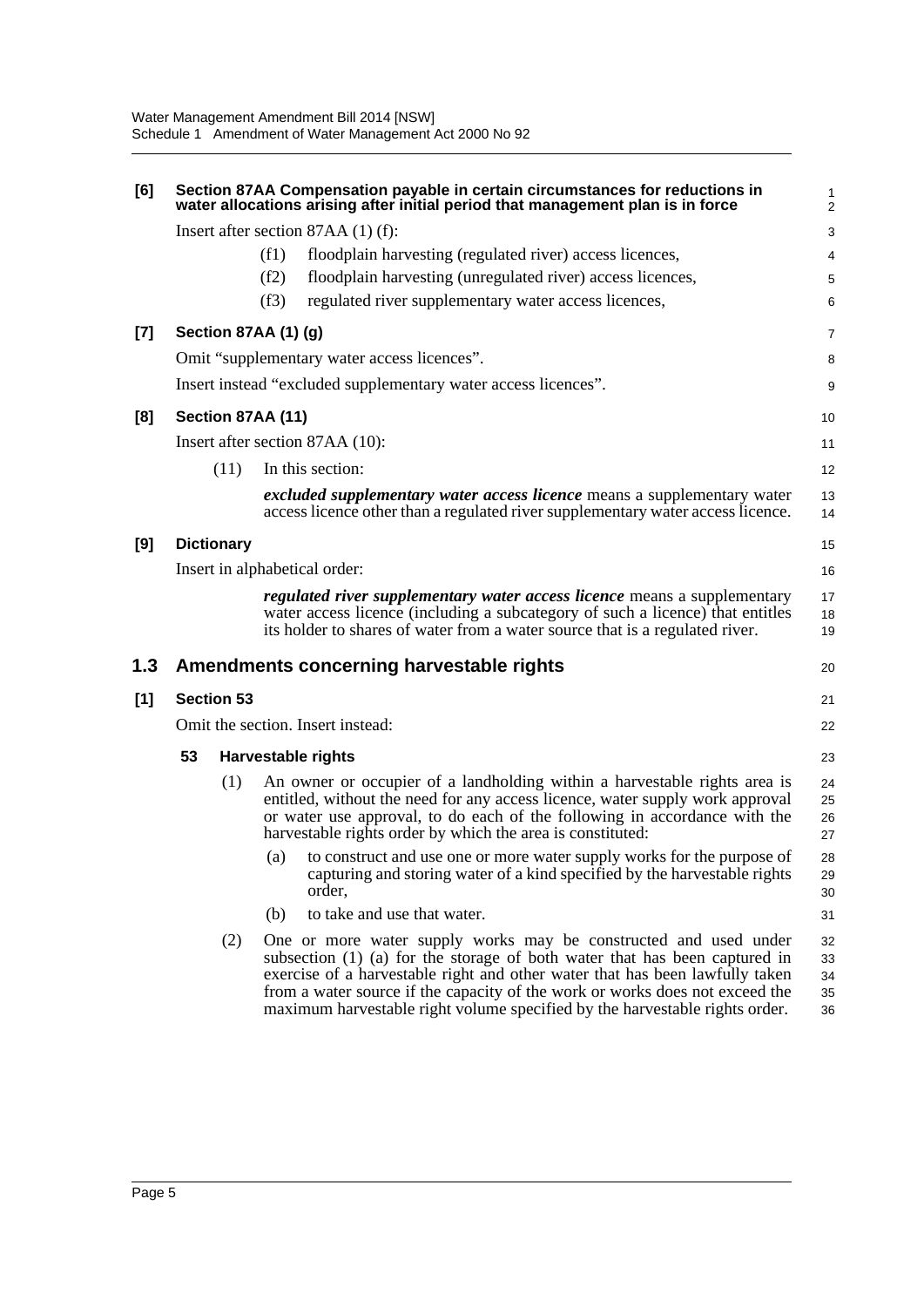**[6] Section 87AA Compensation payable in certain circumstances for reductions in water allocations arising after initial period that management plan is in force**

Insert after section 87AA (1) (f):

(f1) floodplain harvesting (regulated river) access licences,

(f2) floodplain harvesting (unregulated river) access licences,

(f3) regulated river supplementary water access licences,

**[7] Section 87AA (1) (g)**

Omit "supplementary water access licences".

Insert instead "excluded supplementary water access licences".

**[8] Section 87AA (11)**

Insert after section 87AA (10):

(11) In this section:

***excluded supplementary water access licence*** means a supplementary water access licence other than a regulated river supplementary water access licence.

**[9] Dictionary**

Insert in alphabetical order:

***regulated river supplementary water access licence*** means a supplementary water access licence (including a subcategory of such a licence) that entitles its holder to shares of water from a water source that is a regulated river.

## 1.3 Amendments concerning harvestable rights

**[1] Section 53**

Omit the section. Insert instead:

**53 Harvestable rights**

(1) An owner or occupier of a landholding within a harvestable rights area is entitled, without the need for any access licence, water supply work approval or water use approval, to do each of the following in accordance with the harvestable rights order by which the area is constituted:

(a) to construct and use one or more water supply works for the purpose of capturing and storing water of a kind specified by the harvestable rights order,

(b) to take and use that water.

(2) One or more water supply works may be constructed and used under subsection (1) (a) for the storage of both water that has been captured in exercise of a harvestable right and other water that has been lawfully taken from a water source if the capacity of the work or works does not exceed the maximum harvestable right volume specified by the harvestable rights order.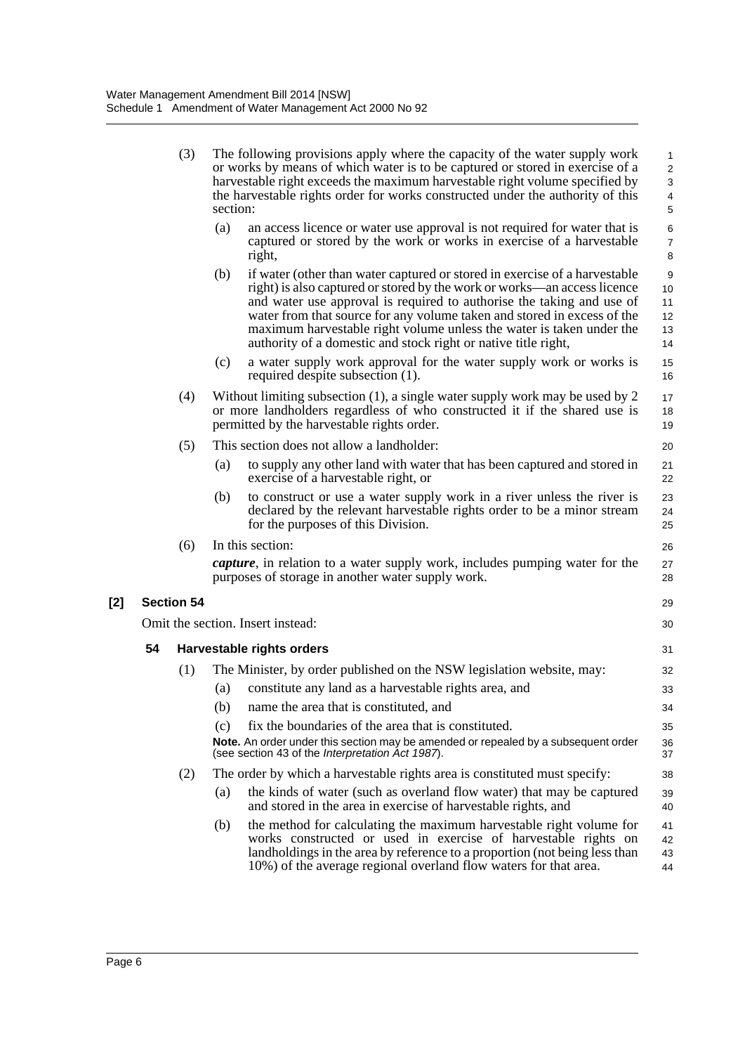(3) The following provisions apply where the capacity of the water supply work or works by means of which water is to be captured or stored in exercise of a harvestable right exceeds the maximum harvestable right volume specified by the harvestable rights order for works constructed under the authority of this section:

(a) an access licence or water use approval is not required for water that is captured or stored by the work or works in exercise of a harvestable right,

(b) if water (other than water captured or stored in exercise of a harvestable right) is also captured or stored by the work or works—an access licence and water use approval is required to authorise the taking and use of water from that source for any volume taken and stored in excess of the maximum harvestable right volume unless the water is taken under the authority of a domestic and stock right or native title right,

(c) a water supply work approval for the water supply work or works is required despite subsection (1).

(4) Without limiting subsection (1), a single water supply work may be used by 2 or more landholders regardless of who constructed it if the shared use is permitted by the harvestable rights order.

(5) This section does not allow a landholder:

(a) to supply any other land with water that has been captured and stored in exercise of a harvestable right, or

(b) to construct or use a water supply work in a river unless the river is declared by the relevant harvestable rights order to be a minor stream for the purposes of this Division.

(6) In this section:

***capture***, in relation to a water supply work, includes pumping water for the purposes of storage in another water supply work.

## [2] Section 54

Omit the section. Insert instead:

### 54 Harvestable rights orders

(1) The Minister, by order published on the NSW legislation website, may:

(a) constitute any land as a harvestable rights area, and

(b) name the area that is constituted, and

(c) fix the boundaries of the area that is constituted.

**Note.** An order under this section may be amended or repealed by a subsequent order (see section 43 of the *Interpretation Act 1987*).

(2) The order by which a harvestable rights area is constituted must specify:

(a) the kinds of water (such as overland flow water) that may be captured and stored in the area in exercise of harvestable rights, and

(b) the method for calculating the maximum harvestable right volume for works constructed or used in exercise of harvestable rights on landholdings in the area by reference to a proportion (not being less than 10%) of the average regional overland flow waters for that area.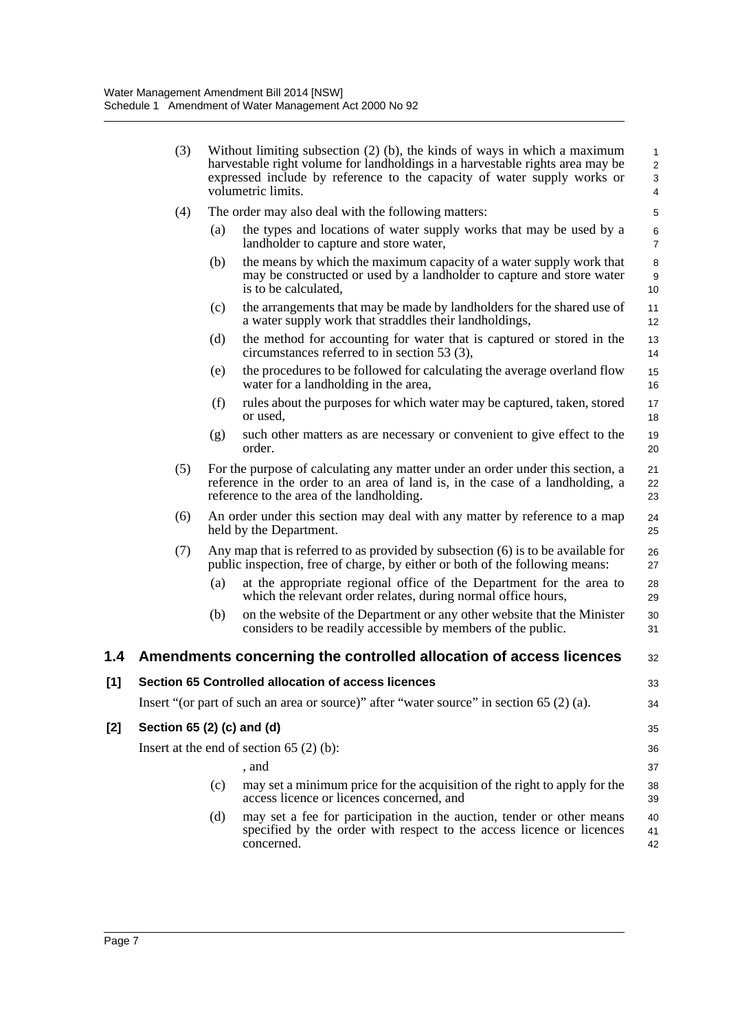(3) Without limiting subsection (2) (b), the kinds of ways in which a maximum harvestable right volume for landholdings in a harvestable rights area may be expressed include by reference to the capacity of water supply works or volumetric limits.

(4) The order may also deal with the following matters:

- (a) the types and locations of water supply works that may be used by a landholder to capture and store water,
- (b) the means by which the maximum capacity of a water supply work that may be constructed or used by a landholder to capture and store water is to be calculated,
- (c) the arrangements that may be made by landholders for the shared use of a water supply work that straddles their landholdings,
- (d) the method for accounting for water that is captured or stored in the circumstances referred to in section 53 (3),
- (e) the procedures to be followed for calculating the average overland flow water for a landholding in the area,
- (f) rules about the purposes for which water may be captured, taken, stored or used,
- (g) such other matters as are necessary or convenient to give effect to the order.

(5) For the purpose of calculating any matter under an order under this section, a reference in the order to an area of land is, in the case of a landholding, a reference to the area of the landholding.

(6) An order under this section may deal with any matter by reference to a map held by the Department.

(7) Any map that is referred to as provided by subsection (6) is to be available for public inspection, free of charge, by either or both of the following means:

- (a) at the appropriate regional office of the Department for the area to which the relevant order relates, during normal office hours,
- (b) on the website of the Department or any other website that the Minister considers to be readily accessible by members of the public.

## 1.4 Amendments concerning the controlled allocation of access licences

### [1] Section 65 Controlled allocation of access licences

Insert "(or part of such an area or source)" after "water source" in section 65 (2) (a).

### [2] Section 65 (2) (c) and (d)

Insert at the end of section 65 (2) (b):

, and

- (c) may set a minimum price for the acquisition of the right to apply for the access licence or licences concerned, and
- (d) may set a fee for participation in the auction, tender or other means specified by the order with respect to the access licence or licences concerned.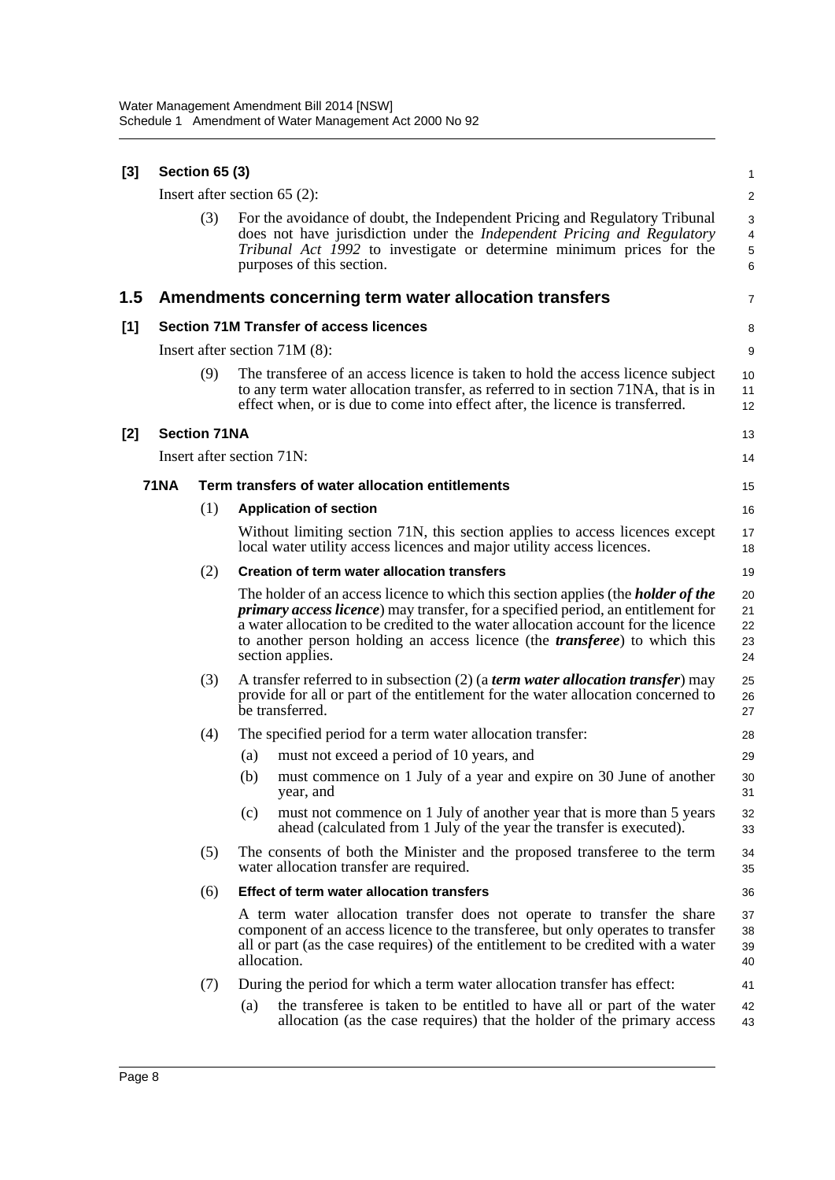**[3] Section 65 (3)**

Insert after section 65 (2):

(3) For the avoidance of doubt, the Independent Pricing and Regulatory Tribunal does not have jurisdiction under the *Independent Pricing and Regulatory Tribunal Act 1992* to investigate or determine minimum prices for the purposes of this section.

## 1.5 Amendments concerning term water allocation transfers

**[1] Section 71M Transfer of access licences**

Insert after section 71M (8):

(9) The transferee of an access licence is taken to hold the access licence subject to any term water allocation transfer, as referred to in section 71NA, that is in effect when, or is due to come into effect after, the licence is transferred.

**[2] Section 71NA**

Insert after section 71N:

**71NA Term transfers of water allocation entitlements**

(1) **Application of section**

Without limiting section 71N, this section applies to access licences except local water utility access licences and major utility access licences.

(2) **Creation of term water allocation transfers**

The holder of an access licence to which this section applies (the ***holder of the primary access licence***) may transfer, for a specified period, an entitlement for a water allocation to be credited to the water allocation account for the licence to another person holding an access licence (the ***transferee***) to which this section applies.

(3) A transfer referred to in subsection (2) (a ***term water allocation transfer***) may provide for all or part of the entitlement for the water allocation concerned to be transferred.

(4) The specified period for a term water allocation transfer:

(a) must not exceed a period of 10 years, and

(b) must commence on 1 July of a year and expire on 30 June of another year, and

(c) must not commence on 1 July of another year that is more than 5 years ahead (calculated from 1 July of the year the transfer is executed).

(5) The consents of both the Minister and the proposed transferee to the term water allocation transfer are required.

(6) **Effect of term water allocation transfers**

A term water allocation transfer does not operate to transfer the share component of an access licence to the transferee, but only operates to transfer all or part (as the case requires) of the entitlement to be credited with a water allocation.

(7) During the period for which a term water allocation transfer has effect:

(a) the transferee is taken to be entitled to have all or part of the water allocation (as the case requires) that the holder of the primary access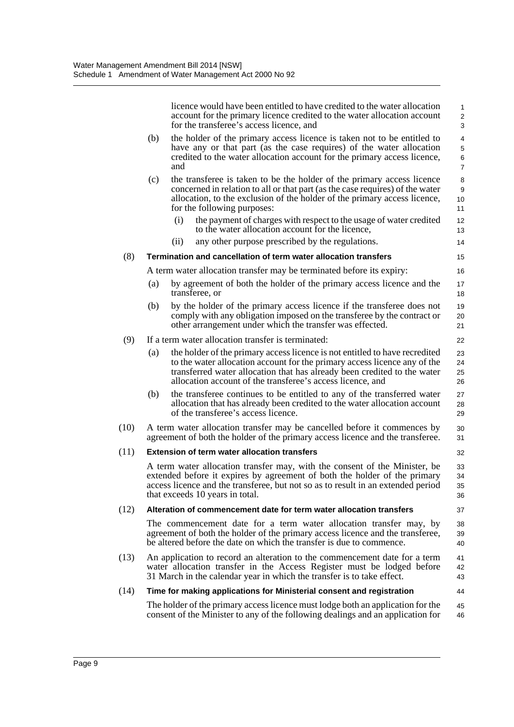licence would have been entitled to have credited to the water allocation account for the primary licence credited to the water allocation account for the transferee's access licence, and

(b) the holder of the primary access licence is taken not to be entitled to have any or that part (as the case requires) of the water allocation credited to the water allocation account for the primary access licence, and

(c) the transferee is taken to be the holder of the primary access licence concerned in relation to all or that part (as the case requires) of the water allocation, to the exclusion of the holder of the primary access licence, for the following purposes:

(i) the payment of charges with respect to the usage of water credited to the water allocation account for the licence,

(ii) any other purpose prescribed by the regulations.

(8) **Termination and cancellation of term water allocation transfers**

A term water allocation transfer may be terminated before its expiry:

(a) by agreement of both the holder of the primary access licence and the transferee, or

(b) by the holder of the primary access licence if the transferee does not comply with any obligation imposed on the transferee by the contract or other arrangement under which the transfer was effected.

(9) If a term water allocation transfer is terminated:

(a) the holder of the primary access licence is not entitled to have recredited to the water allocation account for the primary access licence any of the transferred water allocation that has already been credited to the water allocation account of the transferee's access licence, and

(b) the transferee continues to be entitled to any of the transferred water allocation that has already been credited to the water allocation account of the transferee's access licence.

(10) A term water allocation transfer may be cancelled before it commences by agreement of both the holder of the primary access licence and the transferee.

(11) **Extension of term water allocation transfers**

A term water allocation transfer may, with the consent of the Minister, be extended before it expires by agreement of both the holder of the primary access licence and the transferee, but not so as to result in an extended period that exceeds 10 years in total.

(12) **Alteration of commencement date for term water allocation transfers**

The commencement date for a term water allocation transfer may, by agreement of both the holder of the primary access licence and the transferee, be altered before the date on which the transfer is due to commence.

(13) An application to record an alteration to the commencement date for a term water allocation transfer in the Access Register must be lodged before 31 March in the calendar year in which the transfer is to take effect.

(14) **Time for making applications for Ministerial consent and registration**

The holder of the primary access licence must lodge both an application for the consent of the Minister to any of the following dealings and an application for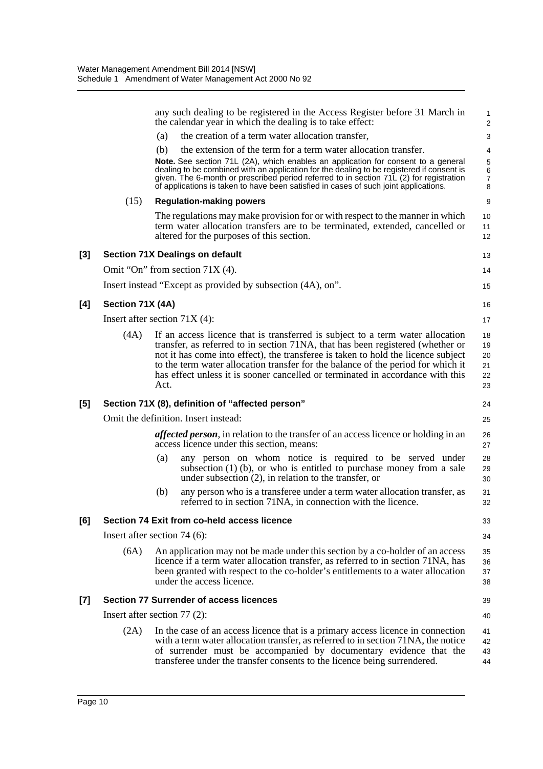any such dealing to be registered in the Access Register before 31 March in the calendar year in which the dealing is to take effect:

(a) the creation of a term water allocation transfer,

(b) the extension of the term for a term water allocation transfer.

**Note.** See section 71L (2A), which enables an application for consent to a general dealing to be combined with an application for the dealing to be registered if consent is given. The 6-month or prescribed period referred to in section 71L (2) for registration of applications is taken to have been satisfied in cases of such joint applications.

(15) **Regulation-making powers**

The regulations may make provision for or with respect to the manner in which term water allocation transfers are to be terminated, extended, cancelled or altered for the purposes of this section.

**[3] Section 71X Dealings on default**

Omit "On" from section 71X (4).

Insert instead "Except as provided by subsection (4A), on".

**[4] Section 71X (4A)**

Insert after section 71X (4):

(4A) If an access licence that is transferred is subject to a term water allocation transfer, as referred to in section 71NA, that has been registered (whether or not it has come into effect), the transferee is taken to hold the licence subject to the term water allocation transfer for the balance of the period for which it has effect unless it is sooner cancelled or terminated in accordance with this Act.

**[5] Section 71X (8), definition of "affected person"**

Omit the definition. Insert instead:

***affected person***, in relation to the transfer of an access licence or holding in an access licence under this section, means:

(a) any person on whom notice is required to be served under subsection (1) (b), or who is entitled to purchase money from a sale under subsection (2), in relation to the transfer, or

(b) any person who is a transferee under a term water allocation transfer, as referred to in section 71NA, in connection with the licence.

**[6] Section 74 Exit from co-held access licence**

Insert after section 74 (6):

(6A) An application may not be made under this section by a co-holder of an access licence if a term water allocation transfer, as referred to in section 71NA, has been granted with respect to the co-holder's entitlements to a water allocation under the access licence.

**[7] Section 77 Surrender of access licences**

Insert after section 77 (2):

(2A) In the case of an access licence that is a primary access licence in connection with a term water allocation transfer, as referred to in section 71NA, the notice of surrender must be accompanied by documentary evidence that the transferee under the transfer consents to the licence being surrendered.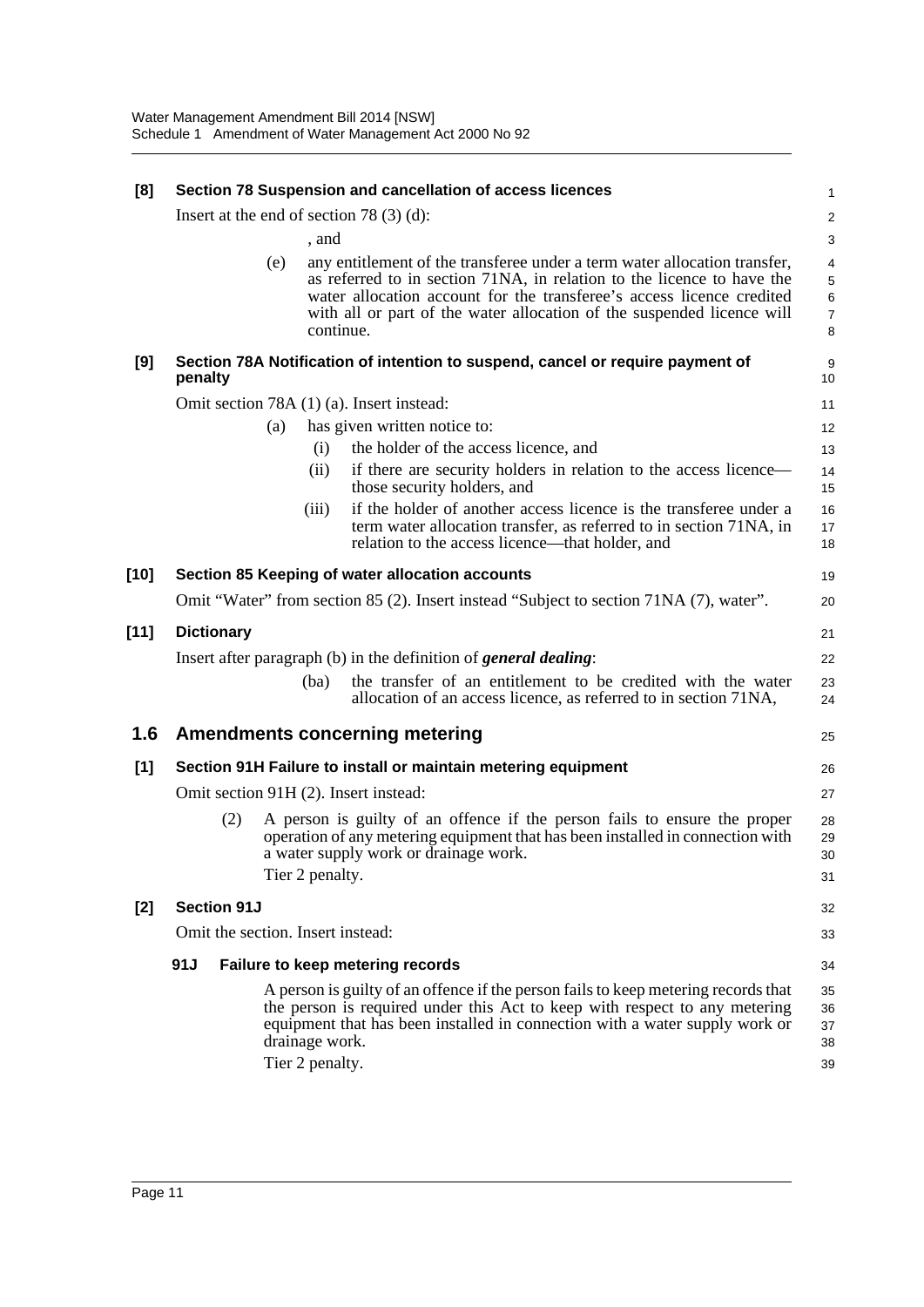**[8] Section 78 Suspension and cancellation of access licences**

Insert at the end of section 78 (3) (d):

, and

(e) any entitlement of the transferee under a term water allocation transfer, as referred to in section 71NA, in relation to the licence to have the water allocation account for the transferee's access licence credited with all or part of the water allocation of the suspended licence will continue.

**[9] Section 78A Notification of intention to suspend, cancel or require payment of penalty**

Omit section 78A (1) (a). Insert instead:

(a) has given written notice to:

(i) the holder of the access licence, and

(ii) if there are security holders in relation to the access licence—those security holders, and

(iii) if the holder of another access licence is the transferee under a term water allocation transfer, as referred to in section 71NA, in relation to the access licence—that holder, and

**[10] Section 85 Keeping of water allocation accounts**

Omit "Water" from section 85 (2). Insert instead "Subject to section 71NA (7), water".

**[11] Dictionary**

Insert after paragraph (b) in the definition of ***general dealing***:

(ba) the transfer of an entitlement to be credited with the water allocation of an access licence, as referred to in section 71NA,

## 1.6 Amendments concerning metering

**[1] Section 91H Failure to install or maintain metering equipment**

Omit section 91H (2). Insert instead:

(2) A person is guilty of an offence if the person fails to ensure the proper operation of any metering equipment that has been installed in connection with a water supply work or drainage work.

Tier 2 penalty.

**[2] Section 91J**

Omit the section. Insert instead:

**91J Failure to keep metering records**

A person is guilty of an offence if the person fails to keep metering records that the person is required under this Act to keep with respect to any metering equipment that has been installed in connection with a water supply work or drainage work.

Tier 2 penalty.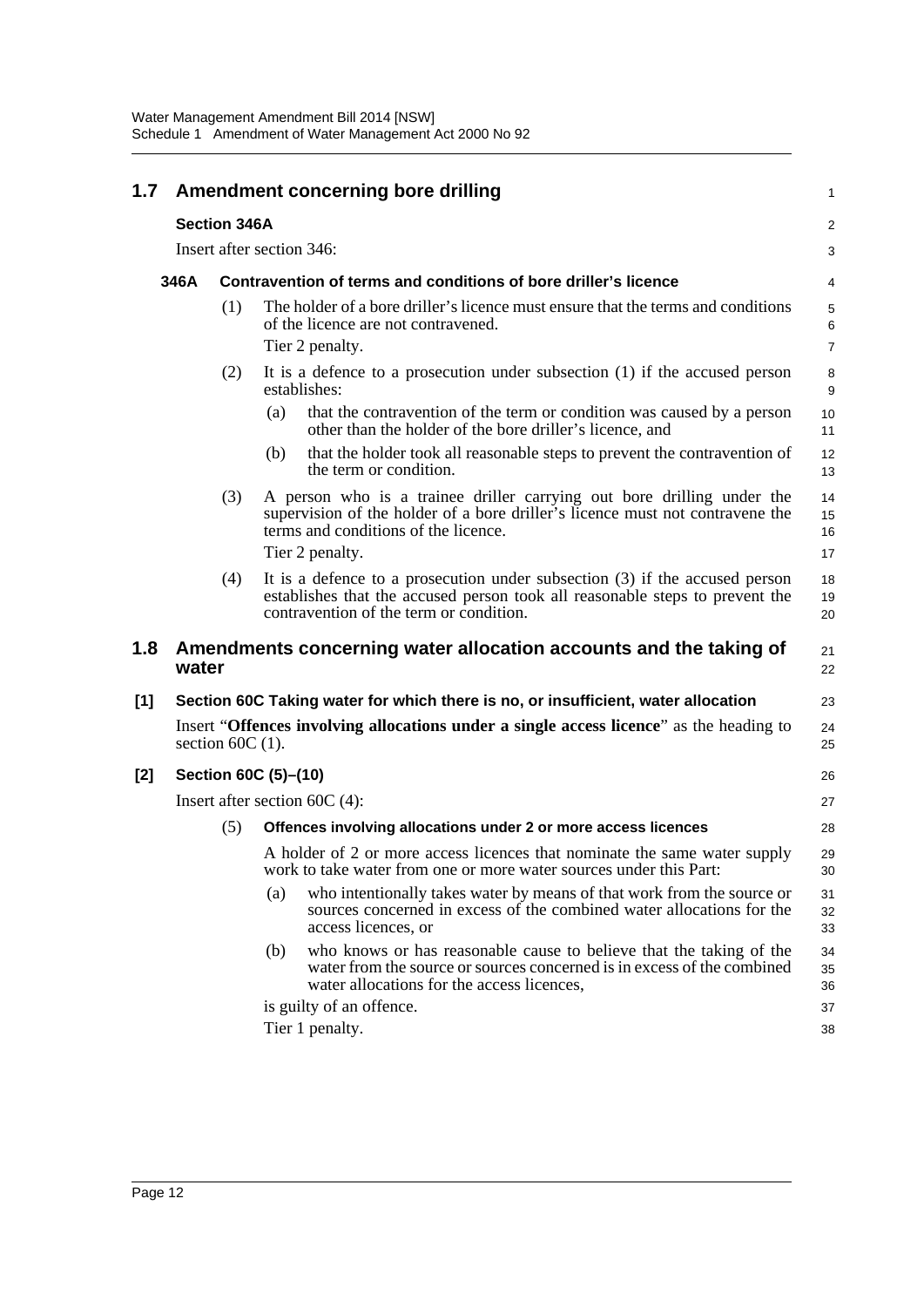## 1.7 Amendment concerning bore drilling

**Section 346A**

Insert after section 346:

**346A Contravention of terms and conditions of bore driller's licence**

(1) The holder of a bore driller's licence must ensure that the terms and conditions of the licence are not contravened.

Tier 2 penalty.

(2) It is a defence to a prosecution under subsection (1) if the accused person establishes:

(a) that the contravention of the term or condition was caused by a person other than the holder of the bore driller's licence, and

(b) that the holder took all reasonable steps to prevent the contravention of the term or condition.

(3) A person who is a trainee driller carrying out bore drilling under the supervision of the holder of a bore driller's licence must not contravene the terms and conditions of the licence.

Tier 2 penalty.

(4) It is a defence to a prosecution under subsection (3) if the accused person establishes that the accused person took all reasonable steps to prevent the contravention of the term or condition.

## 1.8 Amendments concerning water allocation accounts and the taking of water

**[1] Section 60C Taking water for which there is no, or insufficient, water allocation**

Insert "**Offences involving allocations under a single access licence**" as the heading to section 60C (1).

**[2] Section 60C (5)–(10)**

Insert after section 60C (4):

(5) **Offences involving allocations under 2 or more access licences**

A holder of 2 or more access licences that nominate the same water supply work to take water from one or more water sources under this Part:

(a) who intentionally takes water by means of that work from the source or sources concerned in excess of the combined water allocations for the access licences, or

(b) who knows or has reasonable cause to believe that the taking of the water from the source or sources concerned is in excess of the combined water allocations for the access licences,

is guilty of an offence.

Tier 1 penalty.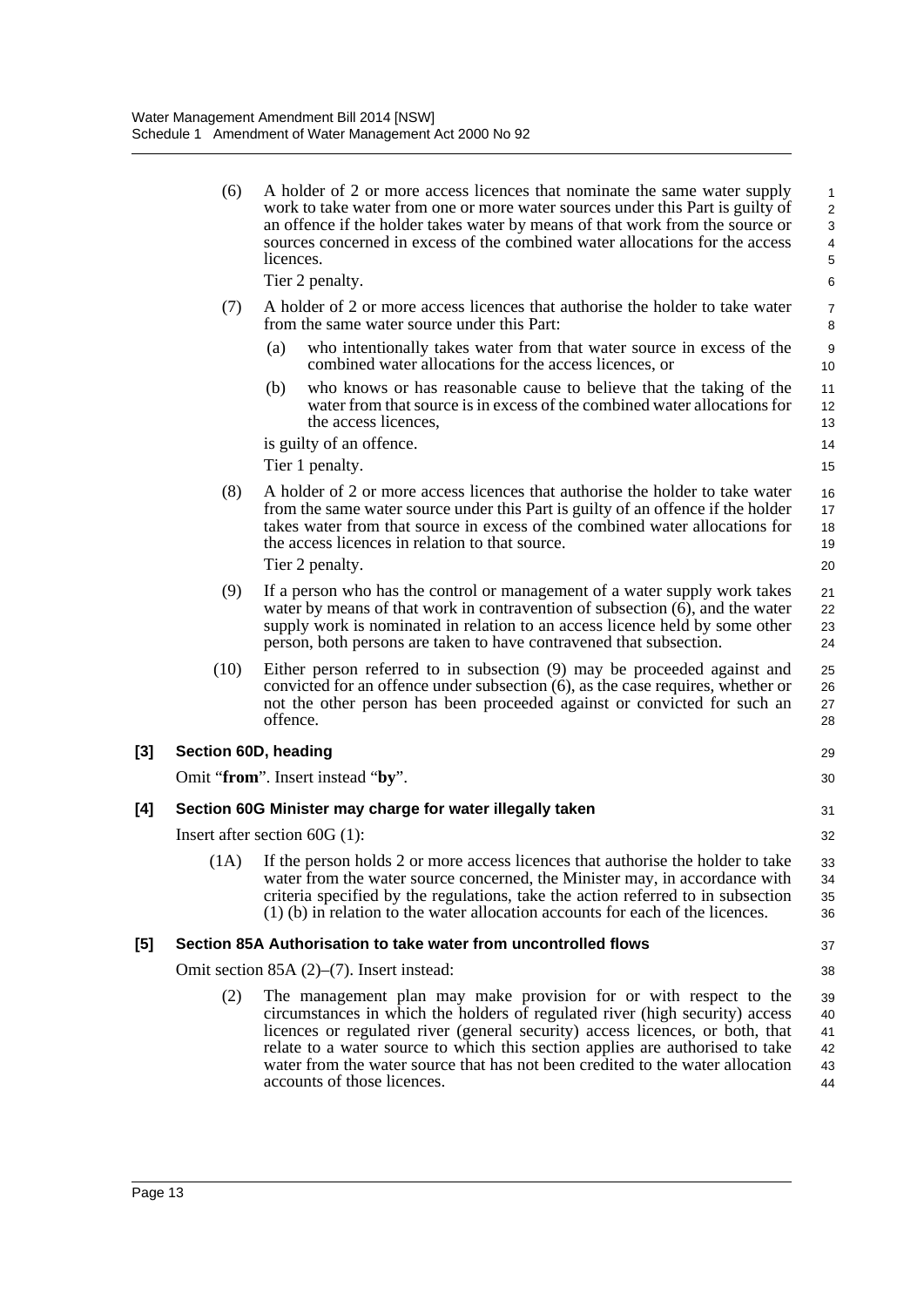(6) A holder of 2 or more access licences that nominate the same water supply work to take water from one or more water sources under this Part is guilty of an offence if the holder takes water by means of that work from the source or sources concerned in excess of the combined water allocations for the access licences.

Tier 2 penalty.

(7) A holder of 2 or more access licences that authorise the holder to take water from the same water source under this Part:

(a) who intentionally takes water from that water source in excess of the combined water allocations for the access licences, or

(b) who knows or has reasonable cause to believe that the taking of the water from that source is in excess of the combined water allocations for the access licences,

is guilty of an offence.

Tier 1 penalty.

(8) A holder of 2 or more access licences that authorise the holder to take water from the same water source under this Part is guilty of an offence if the holder takes water from that source in excess of the combined water allocations for the access licences in relation to that source.

Tier 2 penalty.

(9) If a person who has the control or management of a water supply work takes water by means of that work in contravention of subsection (6), and the water supply work is nominated in relation to an access licence held by some other person, both persons are taken to have contravened that subsection.

(10) Either person referred to in subsection (9) may be proceeded against and convicted for an offence under subsection (6), as the case requires, whether or not the other person has been proceeded against or convicted for such an offence.

**[3] Section 60D, heading**

Omit "**from**". Insert instead "**by**".

**[4] Section 60G Minister may charge for water illegally taken**

Insert after section 60G (1):

(1A) If the person holds 2 or more access licences that authorise the holder to take water from the water source concerned, the Minister may, in accordance with criteria specified by the regulations, take the action referred to in subsection (1) (b) in relation to the water allocation accounts for each of the licences.

**[5] Section 85A Authorisation to take water from uncontrolled flows**

Omit section 85A (2)–(7). Insert instead:

(2) The management plan may make provision for or with respect to the circumstances in which the holders of regulated river (high security) access licences or regulated river (general security) access licences, or both, that relate to a water source to which this section applies are authorised to take water from the water source that has not been credited to the water allocation accounts of those licences.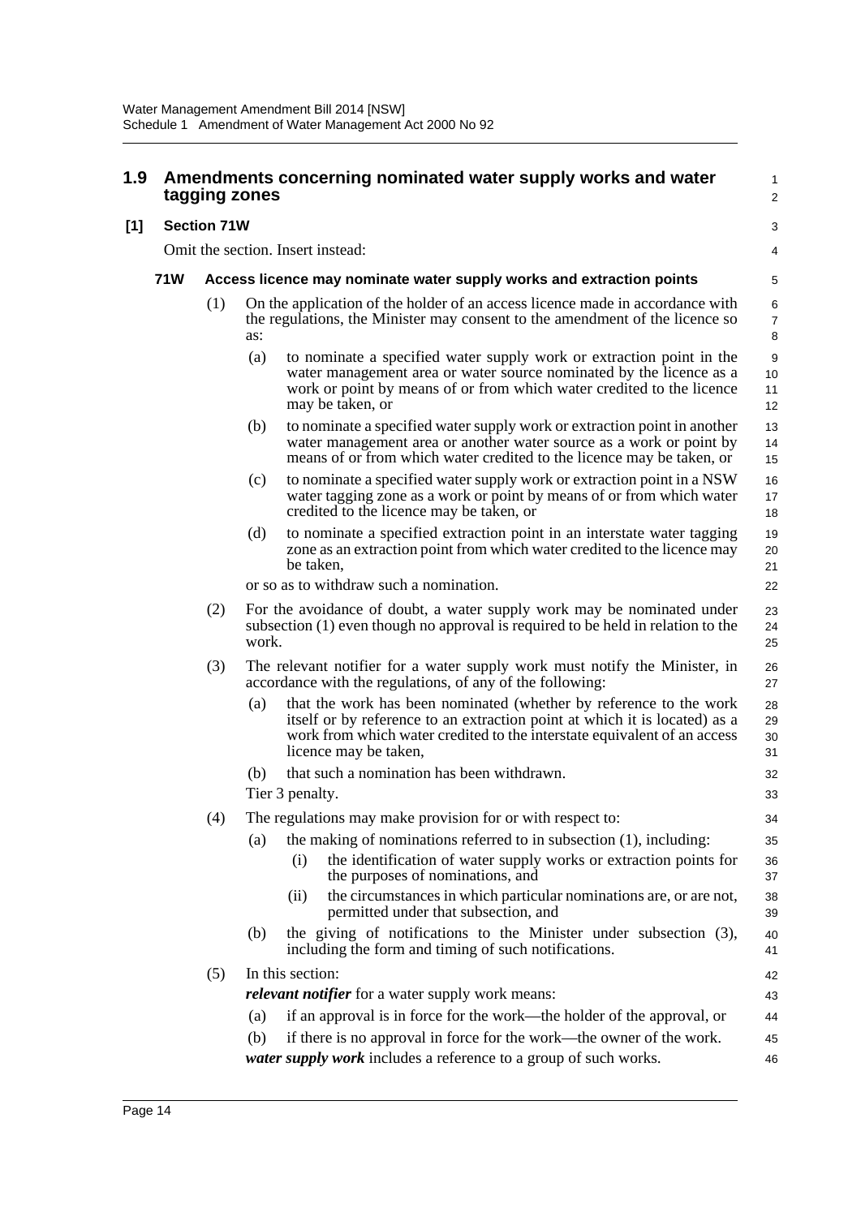## 1.9 Amendments concerning nominated water supply works and water tagging zones

### [1] Section 71W

Omit the section. Insert instead:

#### 71W Access licence may nominate water supply works and extraction points

(1) On the application of the holder of an access licence made in accordance with the regulations, the Minister may consent to the amendment of the licence so as:

- (a) to nominate a specified water supply work or extraction point in the water management area or water source nominated by the licence as a work or point by means of or from which water credited to the licence may be taken, or
- (b) to nominate a specified water supply work or extraction point in another water management area or another water source as a work or point by means of or from which water credited to the licence may be taken, or
- (c) to nominate a specified water supply work or extraction point in a NSW water tagging zone as a work or point by means of or from which water credited to the licence may be taken, or
- (d) to nominate a specified extraction point in an interstate water tagging zone as an extraction point from which water credited to the licence may be taken,

or so as to withdraw such a nomination.

(2) For the avoidance of doubt, a water supply work may be nominated under subsection (1) even though no approval is required to be held in relation to the work.

(3) The relevant notifier for a water supply work must notify the Minister, in accordance with the regulations, of any of the following:

- (a) that the work has been nominated (whether by reference to the work itself or by reference to an extraction point at which it is located) as a work from which water credited to the interstate equivalent of an access licence may be taken,
- (b) that such a nomination has been withdrawn.

Tier 3 penalty.

(4) The regulations may make provision for or with respect to:

- (a) the making of nominations referred to in subsection (1), including:
  - (i) the identification of water supply works or extraction points for the purposes of nominations, and
  - (ii) the circumstances in which particular nominations are, or are not, permitted under that subsection, and
- (b) the giving of notifications to the Minister under subsection (3), including the form and timing of such notifications.

(5) In this section:

***relevant notifier*** for a water supply work means:

- (a) if an approval is in force for the work—the holder of the approval, or
- (b) if there is no approval in force for the work—the owner of the work.

***water supply work*** includes a reference to a group of such works.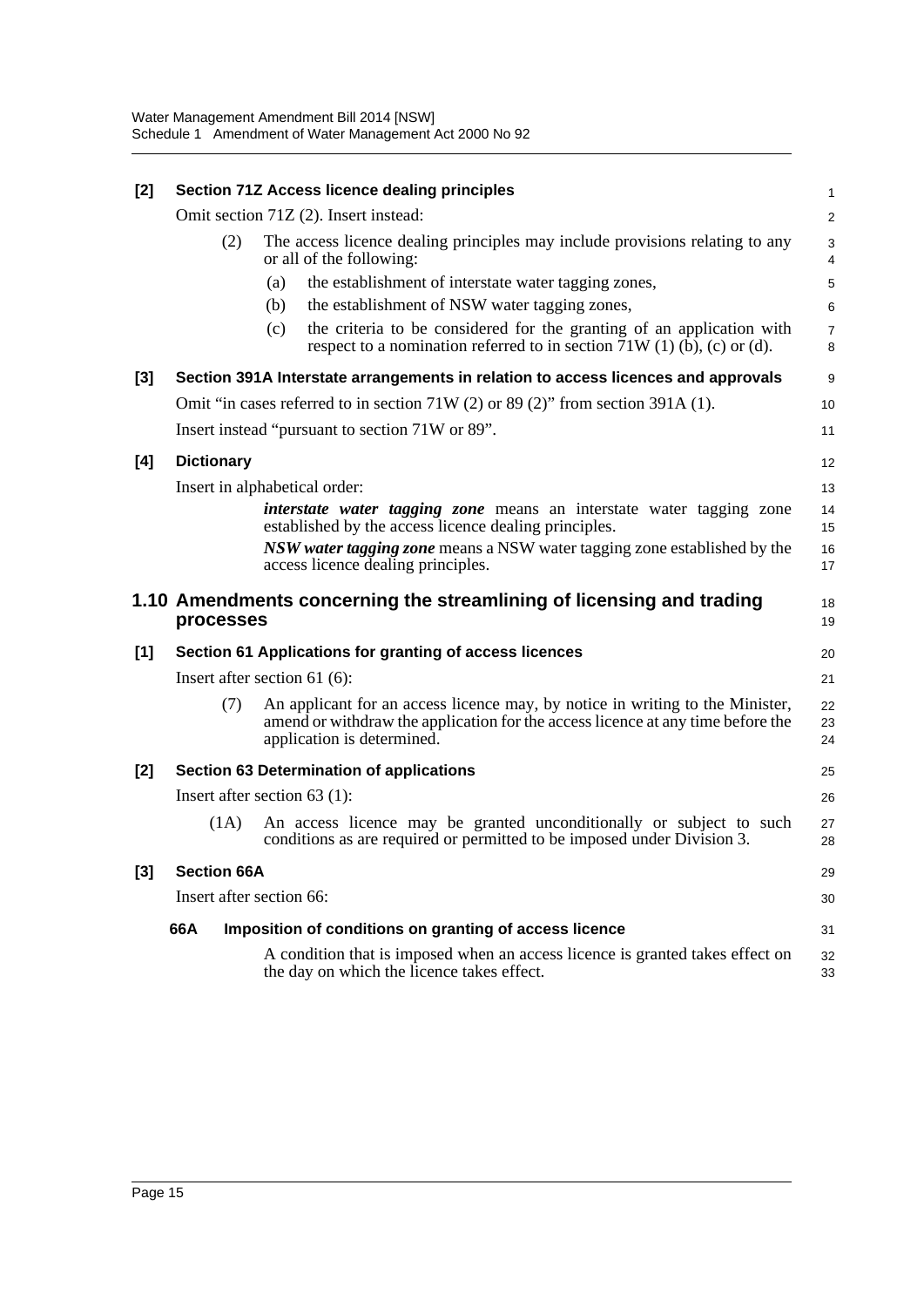**[2] Section 71Z Access licence dealing principles**

Omit section 71Z (2). Insert instead:

(2) The access licence dealing principles may include provisions relating to any or all of the following:

(a) the establishment of interstate water tagging zones,

(b) the establishment of NSW water tagging zones,

(c) the criteria to be considered for the granting of an application with respect to a nomination referred to in section 71W (1) (b), (c) or (d).

**[3] Section 391A Interstate arrangements in relation to access licences and approvals**

Omit "in cases referred to in section 71W (2) or 89 (2)" from section 391A (1).

Insert instead "pursuant to section 71W or 89".

**[4] Dictionary**

Insert in alphabetical order:

***interstate water tagging zone*** means an interstate water tagging zone established by the access licence dealing principles.

***NSW water tagging zone*** means a NSW water tagging zone established by the access licence dealing principles.

## 1.10 Amendments concerning the streamlining of licensing and trading processes

**[1] Section 61 Applications for granting of access licences**

Insert after section 61 (6):

(7) An applicant for an access licence may, by notice in writing to the Minister, amend or withdraw the application for the access licence at any time before the application is determined.

**[2] Section 63 Determination of applications**

Insert after section 63 (1):

(1A) An access licence may be granted unconditionally or subject to such conditions as are required or permitted to be imposed under Division 3.

**[3] Section 66A**

Insert after section 66:

**66A Imposition of conditions on granting of access licence**

A condition that is imposed when an access licence is granted takes effect on the day on which the licence takes effect.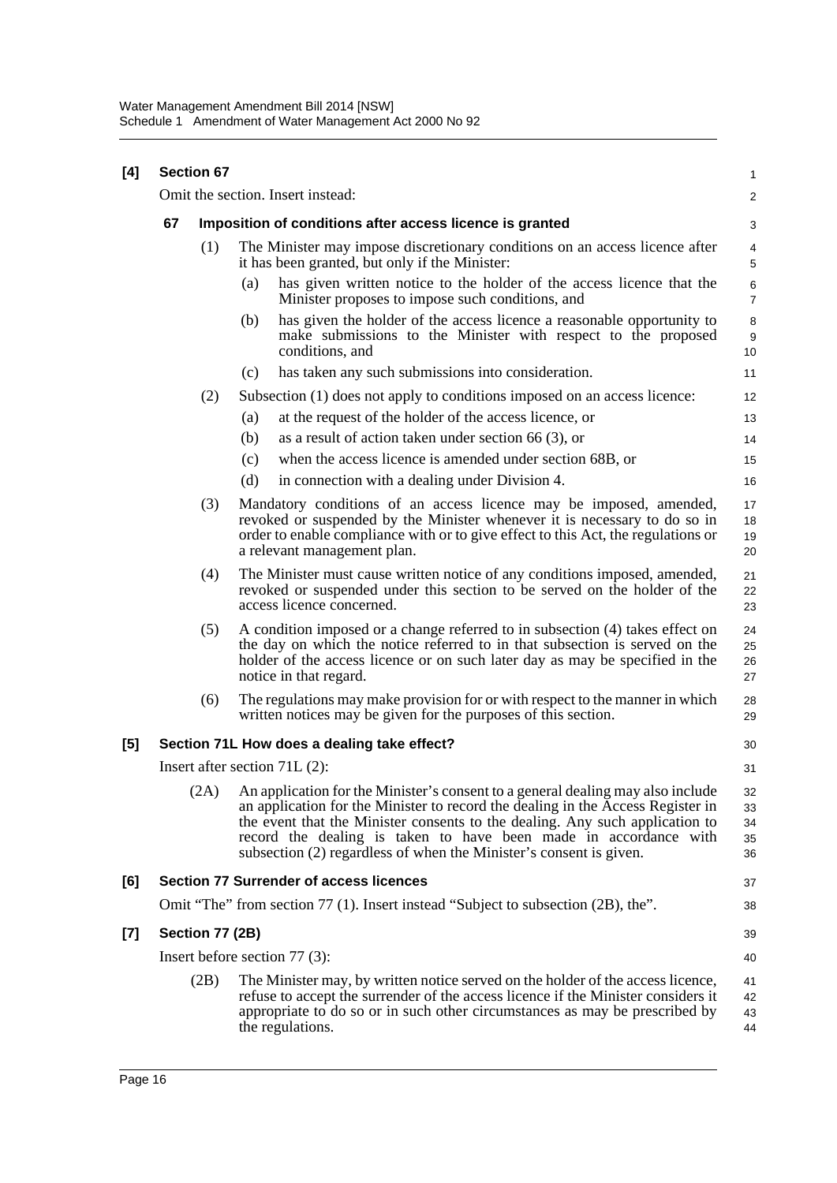**[4] Section 67**

Omit the section. Insert instead:

**67 Imposition of conditions after access licence is granted**

(1) The Minister may impose discretionary conditions on an access licence after it has been granted, but only if the Minister:

(a) has given written notice to the holder of the access licence that the Minister proposes to impose such conditions, and

(b) has given the holder of the access licence a reasonable opportunity to make submissions to the Minister with respect to the proposed conditions, and

(c) has taken any such submissions into consideration.

(2) Subsection (1) does not apply to conditions imposed on an access licence:

(a) at the request of the holder of the access licence, or

(b) as a result of action taken under section 66 (3), or

(c) when the access licence is amended under section 68B, or

(d) in connection with a dealing under Division 4.

(3) Mandatory conditions of an access licence may be imposed, amended, revoked or suspended by the Minister whenever it is necessary to do so in order to enable compliance with or to give effect to this Act, the regulations or a relevant management plan.

(4) The Minister must cause written notice of any conditions imposed, amended, revoked or suspended under this section to be served on the holder of the access licence concerned.

(5) A condition imposed or a change referred to in subsection (4) takes effect on the day on which the notice referred to in that subsection is served on the holder of the access licence or on such later day as may be specified in the notice in that regard.

(6) The regulations may make provision for or with respect to the manner in which written notices may be given for the purposes of this section.

**[5] Section 71L How does a dealing take effect?**

Insert after section 71L (2):

(2A) An application for the Minister's consent to a general dealing may also include an application for the Minister to record the dealing in the Access Register in the event that the Minister consents to the dealing. Any such application to record the dealing is taken to have been made in accordance with subsection (2) regardless of when the Minister's consent is given.

**[6] Section 77 Surrender of access licences**

Omit "The" from section 77 (1). Insert instead "Subject to subsection (2B), the".

**[7] Section 77 (2B)**

Insert before section 77 (3):

(2B) The Minister may, by written notice served on the holder of the access licence, refuse to accept the surrender of the access licence if the Minister considers it appropriate to do so or in such other circumstances as may be prescribed by the regulations.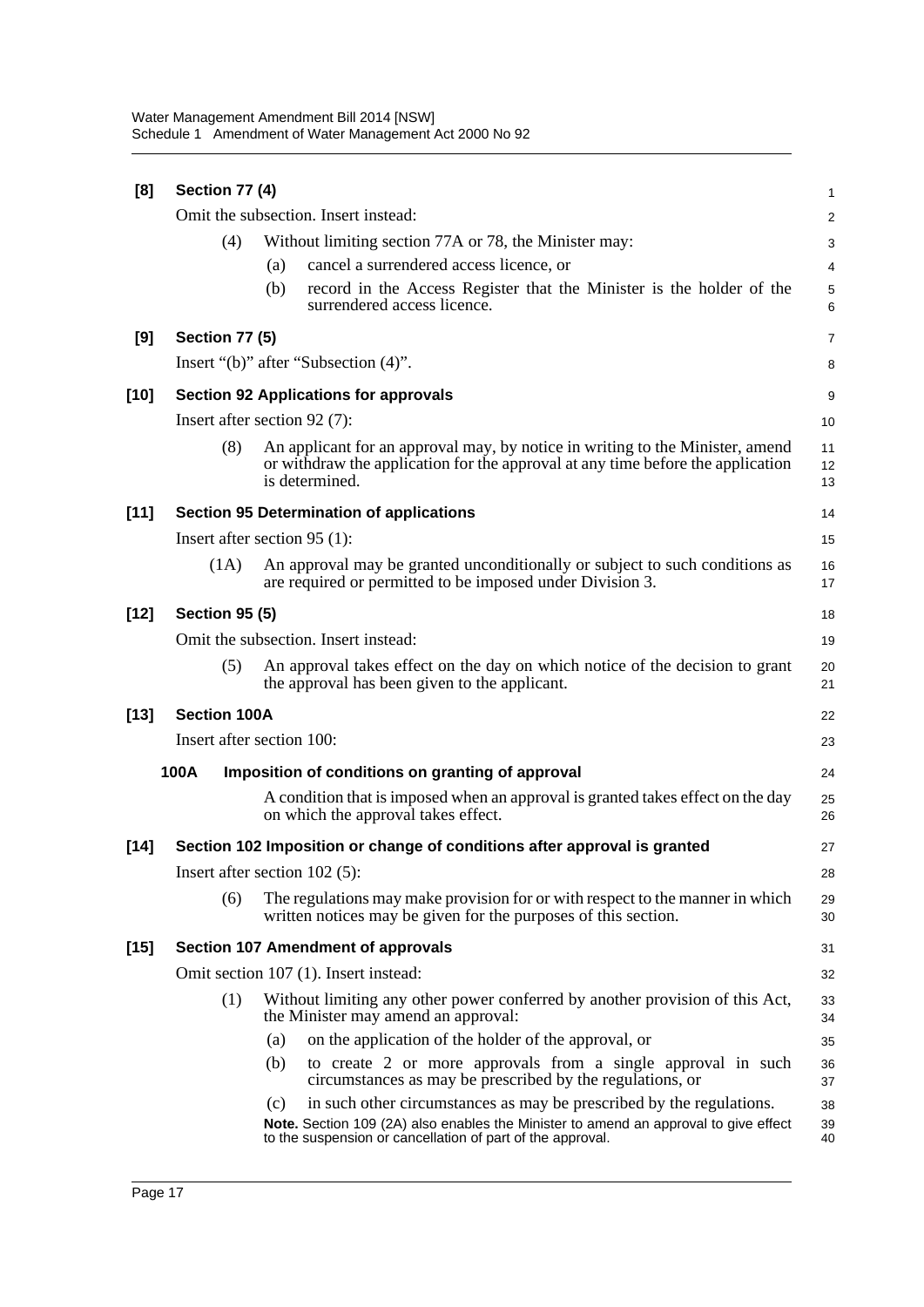**[8] Section 77 (4)**

Omit the subsection. Insert instead:

(4) Without limiting section 77A or 78, the Minister may:

(a) cancel a surrendered access licence, or

(b) record in the Access Register that the Minister is the holder of the surrendered access licence.

**[9] Section 77 (5)**

Insert "(b)" after "Subsection (4)".

**[10] Section 92 Applications for approvals**

Insert after section 92 (7):

(8) An applicant for an approval may, by notice in writing to the Minister, amend or withdraw the application for the approval at any time before the application is determined.

**[11] Section 95 Determination of applications**

Insert after section 95 (1):

(1A) An approval may be granted unconditionally or subject to such conditions as are required or permitted to be imposed under Division 3.

**[12] Section 95 (5)**

Omit the subsection. Insert instead:

(5) An approval takes effect on the day on which notice of the decision to grant the approval has been given to the applicant.

**[13] Section 100A**

Insert after section 100:

**100A Imposition of conditions on granting of approval**

A condition that is imposed when an approval is granted takes effect on the day on which the approval takes effect.

**[14] Section 102 Imposition or change of conditions after approval is granted**

Insert after section 102 (5):

(6) The regulations may make provision for or with respect to the manner in which written notices may be given for the purposes of this section.

**[15] Section 107 Amendment of approvals**

Omit section 107 (1). Insert instead:

(1) Without limiting any other power conferred by another provision of this Act, the Minister may amend an approval:

(a) on the application of the holder of the approval, or

(b) to create 2 or more approvals from a single approval in such circumstances as may be prescribed by the regulations, or

(c) in such other circumstances as may be prescribed by the regulations.

**Note.** Section 109 (2A) also enables the Minister to amend an approval to give effect to the suspension or cancellation of part of the approval.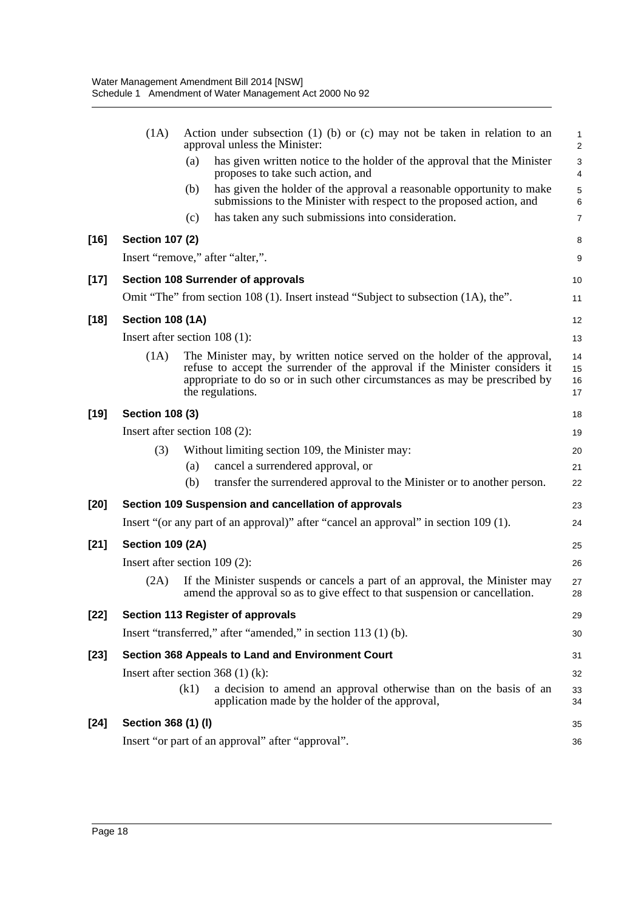(1A) Action under subsection (1) (b) or (c) may not be taken in relation to an approval unless the Minister:

(a) has given written notice to the holder of the approval that the Minister proposes to take such action, and

(b) has given the holder of the approval a reasonable opportunity to make submissions to the Minister with respect to the proposed action, and

(c) has taken any such submissions into consideration.

**[16] Section 107 (2)**

Insert "remove," after "alter,".

**[17] Section 108 Surrender of approvals**

Omit "The" from section 108 (1). Insert instead "Subject to subsection (1A), the".

**[18] Section 108 (1A)**

Insert after section 108 (1):

(1A) The Minister may, by written notice served on the holder of the approval, refuse to accept the surrender of the approval if the Minister considers it appropriate to do so or in such other circumstances as may be prescribed by the regulations.

**[19] Section 108 (3)**

Insert after section 108 (2):

(3) Without limiting section 109, the Minister may:

(a) cancel a surrendered approval, or

(b) transfer the surrendered approval to the Minister or to another person.

**[20] Section 109 Suspension and cancellation of approvals**

Insert "(or any part of an approval)" after "cancel an approval" in section 109 (1).

**[21] Section 109 (2A)**

Insert after section 109 (2):

(2A) If the Minister suspends or cancels a part of an approval, the Minister may amend the approval so as to give effect to that suspension or cancellation.

**[22] Section 113 Register of approvals**

Insert "transferred," after "amended," in section 113 (1) (b).

**[23] Section 368 Appeals to Land and Environment Court**

Insert after section 368 (1) (k):

(k1) a decision to amend an approval otherwise than on the basis of an application made by the holder of the approval,

**[24] Section 368 (1) (l)**

Insert "or part of an approval" after "approval".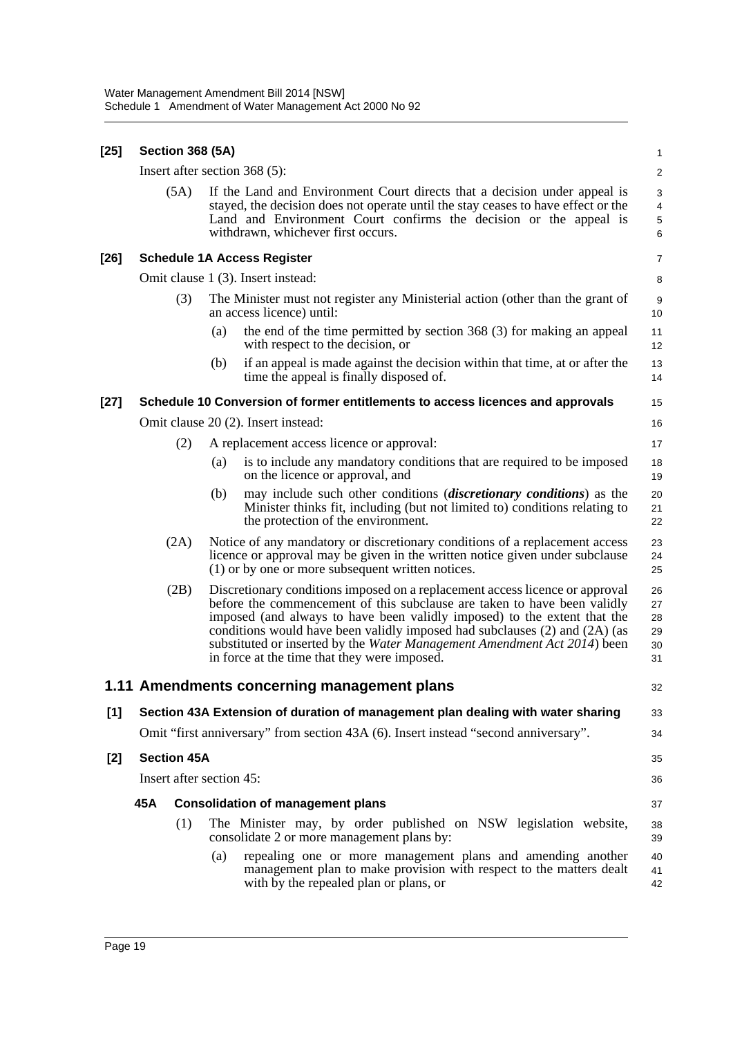**[25] Section 368 (5A)**

Insert after section 368 (5):

(5A) If the Land and Environment Court directs that a decision under appeal is stayed, the decision does not operate until the stay ceases to have effect or the Land and Environment Court confirms the decision or the appeal is withdrawn, whichever first occurs.

**[26] Schedule 1A Access Register**

Omit clause 1 (3). Insert instead:

(3) The Minister must not register any Ministerial action (other than the grant of an access licence) until:

(a) the end of the time permitted by section 368 (3) for making an appeal with respect to the decision, or

(b) if an appeal is made against the decision within that time, at or after the time the appeal is finally disposed of.

**[27] Schedule 10 Conversion of former entitlements to access licences and approvals**

Omit clause 20 (2). Insert instead:

(2) A replacement access licence or approval:

(a) is to include any mandatory conditions that are required to be imposed on the licence or approval, and

(b) may include such other conditions (***discretionary conditions***) as the Minister thinks fit, including (but not limited to) conditions relating to the protection of the environment.

(2A) Notice of any mandatory or discretionary conditions of a replacement access licence or approval may be given in the written notice given under subclause (1) or by one or more subsequent written notices.

(2B) Discretionary conditions imposed on a replacement access licence or approval before the commencement of this subclause are taken to have been validly imposed (and always to have been validly imposed) to the extent that the conditions would have been validly imposed had subclauses (2) and (2A) (as substituted or inserted by the *Water Management Amendment Act 2014*) been in force at the time that they were imposed.

## 1.11 Amendments concerning management plans

**[1] Section 43A Extension of duration of management plan dealing with water sharing**

Omit "first anniversary" from section 43A (6). Insert instead "second anniversary".

**[2] Section 45A**

Insert after section 45:

**45A Consolidation of management plans**

(1) The Minister may, by order published on NSW legislation website, consolidate 2 or more management plans by:

(a) repealing one or more management plans and amending another management plan to make provision with respect to the matters dealt with by the repealed plan or plans, or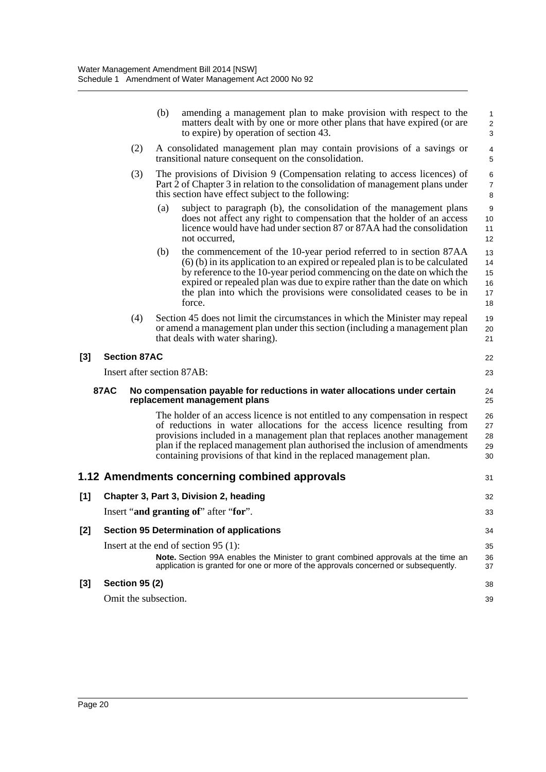(b) amending a management plan to make provision with respect to the matters dealt with by one or more other plans that have expired (or are to expire) by operation of section 43.

(2) A consolidated management plan may contain provisions of a savings or transitional nature consequent on the consolidation.

(3) The provisions of Division 9 (Compensation relating to access licences) of Part 2 of Chapter 3 in relation to the consolidation of management plans under this section have effect subject to the following:

(a) subject to paragraph (b), the consolidation of the management plans does not affect any right to compensation that the holder of an access licence would have had under section 87 or 87AA had the consolidation not occurred,

(b) the commencement of the 10-year period referred to in section 87AA (6) (b) in its application to an expired or repealed plan is to be calculated by reference to the 10-year period commencing on the date on which the expired or repealed plan was due to expire rather than the date on which the plan into which the provisions were consolidated ceases to be in force.

(4) Section 45 does not limit the circumstances in which the Minister may repeal or amend a management plan under this section (including a management plan that deals with water sharing).

**[3] Section 87AC**

Insert after section 87AB:

**87AC No compensation payable for reductions in water allocations under certain replacement management plans**

The holder of an access licence is not entitled to any compensation in respect of reductions in water allocations for the access licence resulting from provisions included in a management plan that replaces another management plan if the replaced management plan authorised the inclusion of amendments containing provisions of that kind in the replaced management plan.

## 1.12 Amendments concerning combined approvals

**[1] Chapter 3, Part 3, Division 2, heading**

Insert "**and granting of**" after "**for**".

**[2] Section 95 Determination of applications**

Insert at the end of section 95 (1):

**Note.** Section 99A enables the Minister to grant combined approvals at the time an application is granted for one or more of the approvals concerned or subsequently.

**[3] Section 95 (2)**

Omit the subsection.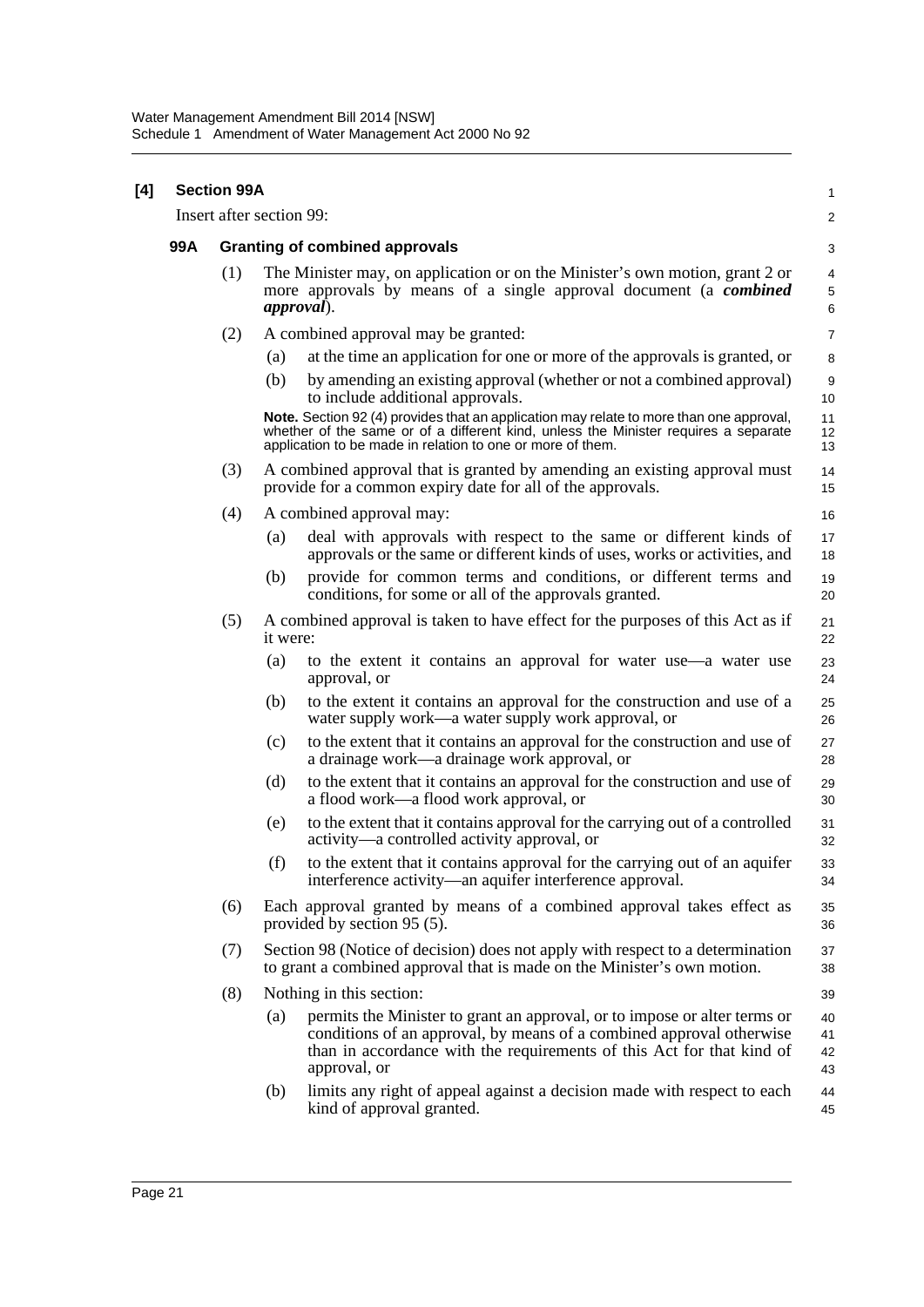**[4] Section 99A**

Insert after section 99:

**99A Granting of combined approvals**

(1) The Minister may, on application or on the Minister's own motion, grant 2 or more approvals by means of a single approval document (a ***combined approval***).

(2) A combined approval may be granted:

(a) at the time an application for one or more of the approvals is granted, or

(b) by amending an existing approval (whether or not a combined approval) to include additional approvals.

**Note.** Section 92 (4) provides that an application may relate to more than one approval, whether of the same or of a different kind, unless the Minister requires a separate application to be made in relation to one or more of them.

(3) A combined approval that is granted by amending an existing approval must provide for a common expiry date for all of the approvals.

(4) A combined approval may:

(a) deal with approvals with respect to the same or different kinds of approvals or the same or different kinds of uses, works or activities, and

(b) provide for common terms and conditions, or different terms and conditions, for some or all of the approvals granted.

(5) A combined approval is taken to have effect for the purposes of this Act as if it were:

(a) to the extent it contains an approval for water use—a water use approval, or

(b) to the extent it contains an approval for the construction and use of a water supply work—a water supply work approval, or

(c) to the extent that it contains an approval for the construction and use of a drainage work—a drainage work approval, or

(d) to the extent that it contains an approval for the construction and use of a flood work—a flood work approval, or

(e) to the extent that it contains approval for the carrying out of a controlled activity—a controlled activity approval, or

(f) to the extent that it contains approval for the carrying out of an aquifer interference activity—an aquifer interference approval.

(6) Each approval granted by means of a combined approval takes effect as provided by section 95 (5).

(7) Section 98 (Notice of decision) does not apply with respect to a determination to grant a combined approval that is made on the Minister's own motion.

(8) Nothing in this section:

(a) permits the Minister to grant an approval, or to impose or alter terms or conditions of an approval, by means of a combined approval otherwise than in accordance with the requirements of this Act for that kind of approval, or

(b) limits any right of appeal against a decision made with respect to each kind of approval granted.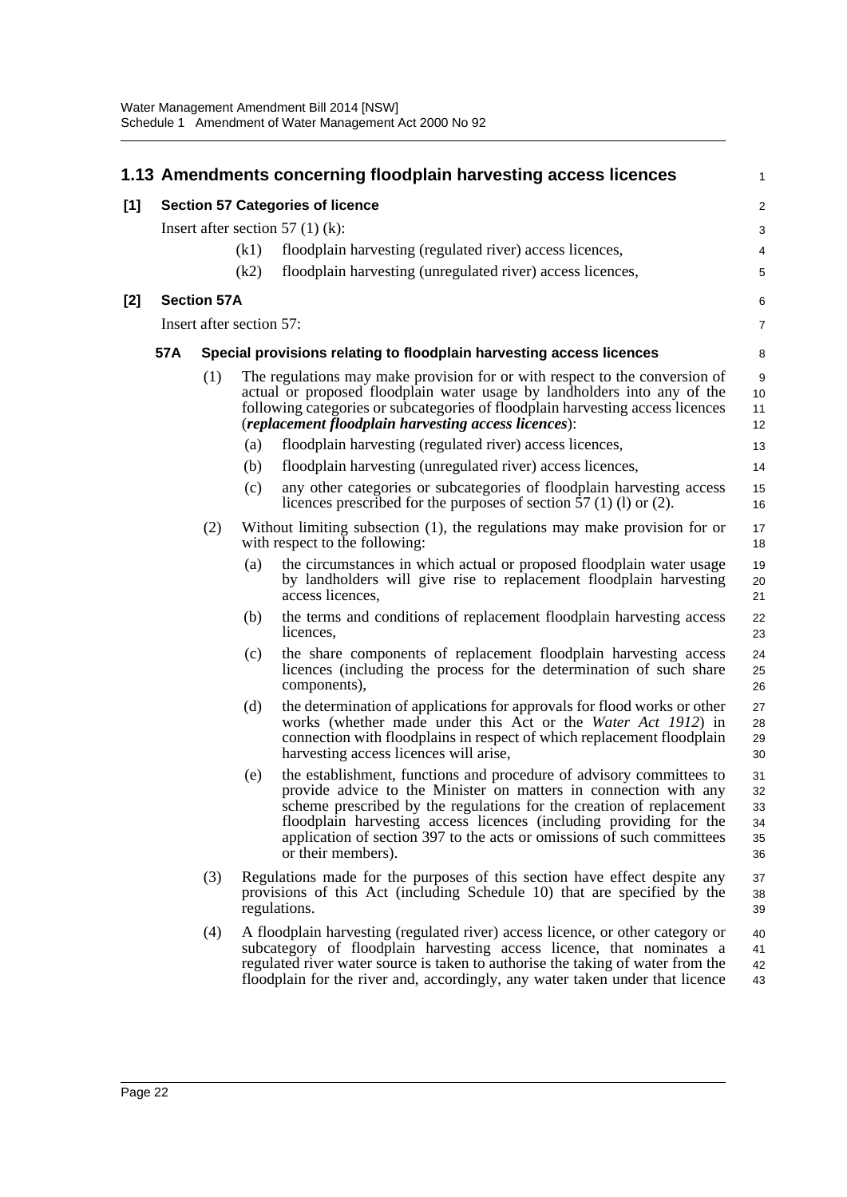## 1.13 Amendments concerning floodplain harvesting access licences

**[1] Section 57 Categories of licence**

Insert after section 57 (1) (k):

(k1) floodplain harvesting (regulated river) access licences,

(k2) floodplain harvesting (unregulated river) access licences,

**[2] Section 57A**

Insert after section 57:

### 57A Special provisions relating to floodplain harvesting access licences

(1) The regulations may make provision for or with respect to the conversion of actual or proposed floodplain water usage by landholders into any of the following categories or subcategories of floodplain harvesting access licences (***replacement floodplain harvesting access licences***):

(a) floodplain harvesting (regulated river) access licences,

(b) floodplain harvesting (unregulated river) access licences,

(c) any other categories or subcategories of floodplain harvesting access licences prescribed for the purposes of section 57 (1) (l) or (2).

(2) Without limiting subsection (1), the regulations may make provision for or with respect to the following:

(a) the circumstances in which actual or proposed floodplain water usage by landholders will give rise to replacement floodplain harvesting access licences,

(b) the terms and conditions of replacement floodplain harvesting access licences,

(c) the share components of replacement floodplain harvesting access licences (including the process for the determination of such share components),

(d) the determination of applications for approvals for flood works or other works (whether made under this Act or the *Water Act 1912*) in connection with floodplains in respect of which replacement floodplain harvesting access licences will arise,

(e) the establishment, functions and procedure of advisory committees to provide advice to the Minister on matters in connection with any scheme prescribed by the regulations for the creation of replacement floodplain harvesting access licences (including providing for the application of section 397 to the acts or omissions of such committees or their members).

(3) Regulations made for the purposes of this section have effect despite any provisions of this Act (including Schedule 10) that are specified by the regulations.

(4) A floodplain harvesting (regulated river) access licence, or other category or subcategory of floodplain harvesting access licence, that nominates a regulated river water source is taken to authorise the taking of water from the floodplain for the river and, accordingly, any water taken under that licence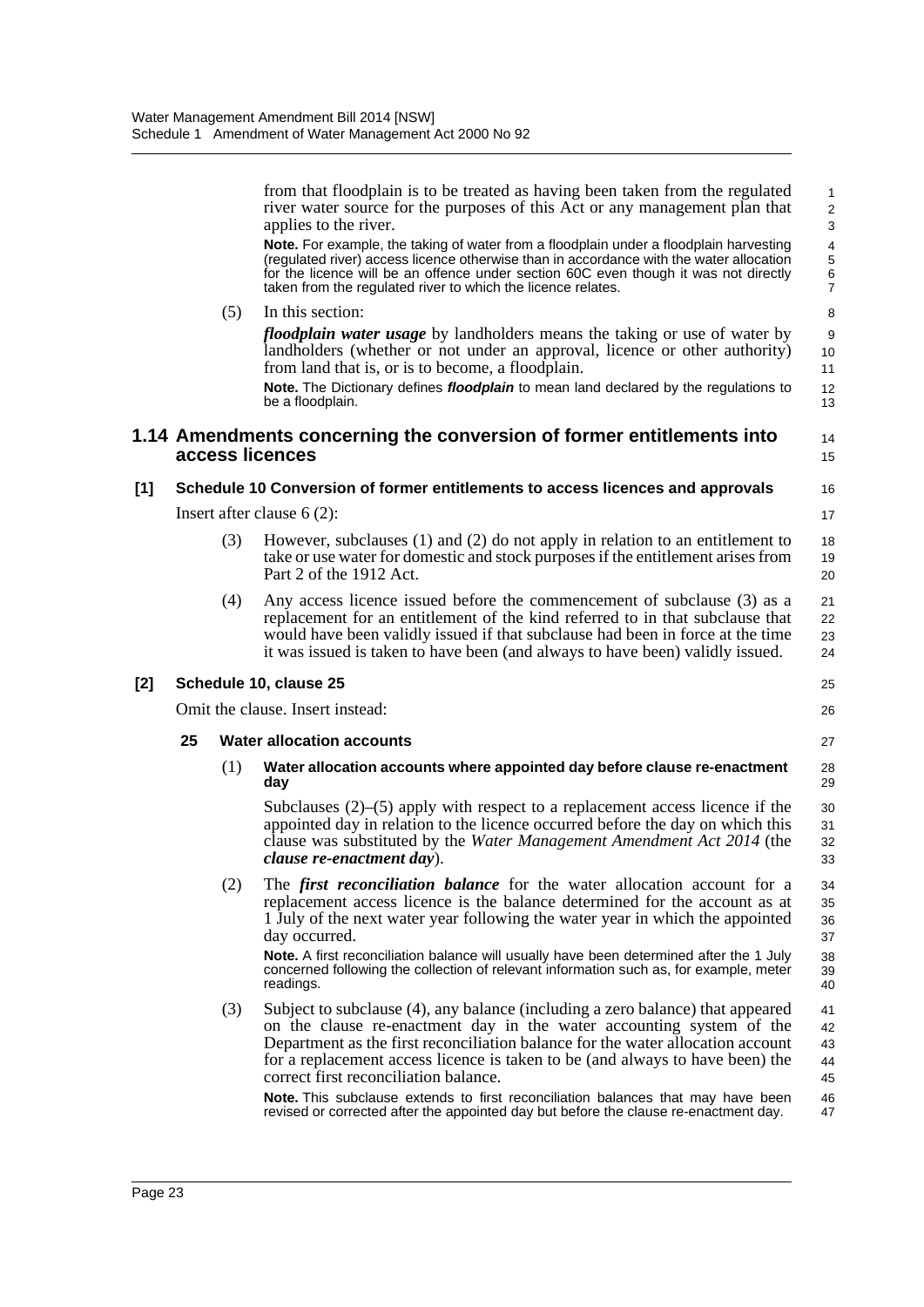from that floodplain is to be treated as having been taken from the regulated river water source for the purposes of this Act or any management plan that applies to the river.

**Note.** For example, the taking of water from a floodplain under a floodplain harvesting (regulated river) access licence otherwise than in accordance with the water allocation for the licence will be an offence under section 60C even though it was not directly taken from the regulated river to which the licence relates.

(5) In this section:

***floodplain water usage*** by landholders means the taking or use of water by landholders (whether or not under an approval, licence or other authority) from land that is, or is to become, a floodplain.

**Note.** The Dictionary defines ***floodplain*** to mean land declared by the regulations to be a floodplain.

## 1.14 Amendments concerning the conversion of former entitlements into access licences

### [1] Schedule 10 Conversion of former entitlements to access licences and approvals

Insert after clause 6 (2):

(3) However, subclauses (1) and (2) do not apply in relation to an entitlement to take or use water for domestic and stock purposes if the entitlement arises from Part 2 of the 1912 Act.

(4) Any access licence issued before the commencement of subclause (3) as a replacement for an entitlement of the kind referred to in that subclause that would have been validly issued if that subclause had been in force at the time it was issued is taken to have been (and always to have been) validly issued.

### [2] Schedule 10, clause 25

Omit the clause. Insert instead:

**25 Water allocation accounts**

(1) **Water allocation accounts where appointed day before clause re-enactment day**

Subclauses (2)–(5) apply with respect to a replacement access licence if the appointed day in relation to the licence occurred before the day on which this clause was substituted by the *Water Management Amendment Act 2014* (the ***clause re-enactment day***).

(2) The ***first reconciliation balance*** for the water allocation account for a replacement access licence is the balance determined for the account as at 1 July of the next water year following the water year in which the appointed day occurred.

**Note.** A first reconciliation balance will usually have been determined after the 1 July concerned following the collection of relevant information such as, for example, meter readings.

(3) Subject to subclause (4), any balance (including a zero balance) that appeared on the clause re-enactment day in the water accounting system of the Department as the first reconciliation balance for the water allocation account for a replacement access licence is taken to be (and always to have been) the correct first reconciliation balance.

**Note.** This subclause extends to first reconciliation balances that may have been revised or corrected after the appointed day but before the clause re-enactment day.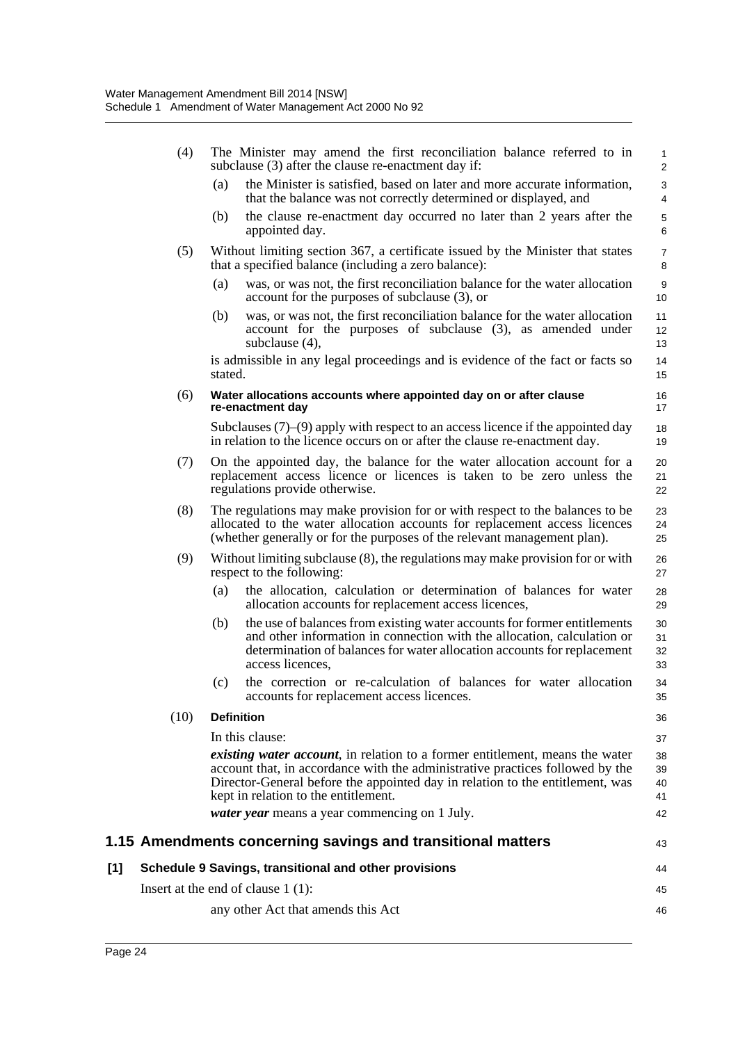(4) The Minister may amend the first reconciliation balance referred to in subclause (3) after the clause re-enactment day if:

- (a) the Minister is satisfied, based on later and more accurate information, that the balance was not correctly determined or displayed, and
- (b) the clause re-enactment day occurred no later than 2 years after the appointed day.

(5) Without limiting section 367, a certificate issued by the Minister that states that a specified balance (including a zero balance):

- (a) was, or was not, the first reconciliation balance for the water allocation account for the purposes of subclause (3), or
- (b) was, or was not, the first reconciliation balance for the water allocation account for the purposes of subclause (3), as amended under subclause (4),

is admissible in any legal proceedings and is evidence of the fact or facts so stated.

(6) **Water allocations accounts where appointed day on or after clause re-enactment day**

Subclauses (7)–(9) apply with respect to an access licence if the appointed day in relation to the licence occurs on or after the clause re-enactment day.

(7) On the appointed day, the balance for the water allocation account for a replacement access licence or licences is taken to be zero unless the regulations provide otherwise.

(8) The regulations may make provision for or with respect to the balances to be allocated to the water allocation accounts for replacement access licences (whether generally or for the purposes of the relevant management plan).

(9) Without limiting subclause (8), the regulations may make provision for or with respect to the following:

- (a) the allocation, calculation or determination of balances for water allocation accounts for replacement access licences,
- (b) the use of balances from existing water accounts for former entitlements and other information in connection with the allocation, calculation or determination of balances for water allocation accounts for replacement access licences,
- (c) the correction or re-calculation of balances for water allocation accounts for replacement access licences.

(10) **Definition**

In this clause:

***existing water account***, in relation to a former entitlement, means the water account that, in accordance with the administrative practices followed by the Director-General before the appointed day in relation to the entitlement, was kept in relation to the entitlement.

***water year*** means a year commencing on 1 July.

## 1.15 Amendments concerning savings and transitional matters

### [1] Schedule 9 Savings, transitional and other provisions

Insert at the end of clause 1 (1):

any other Act that amends this Act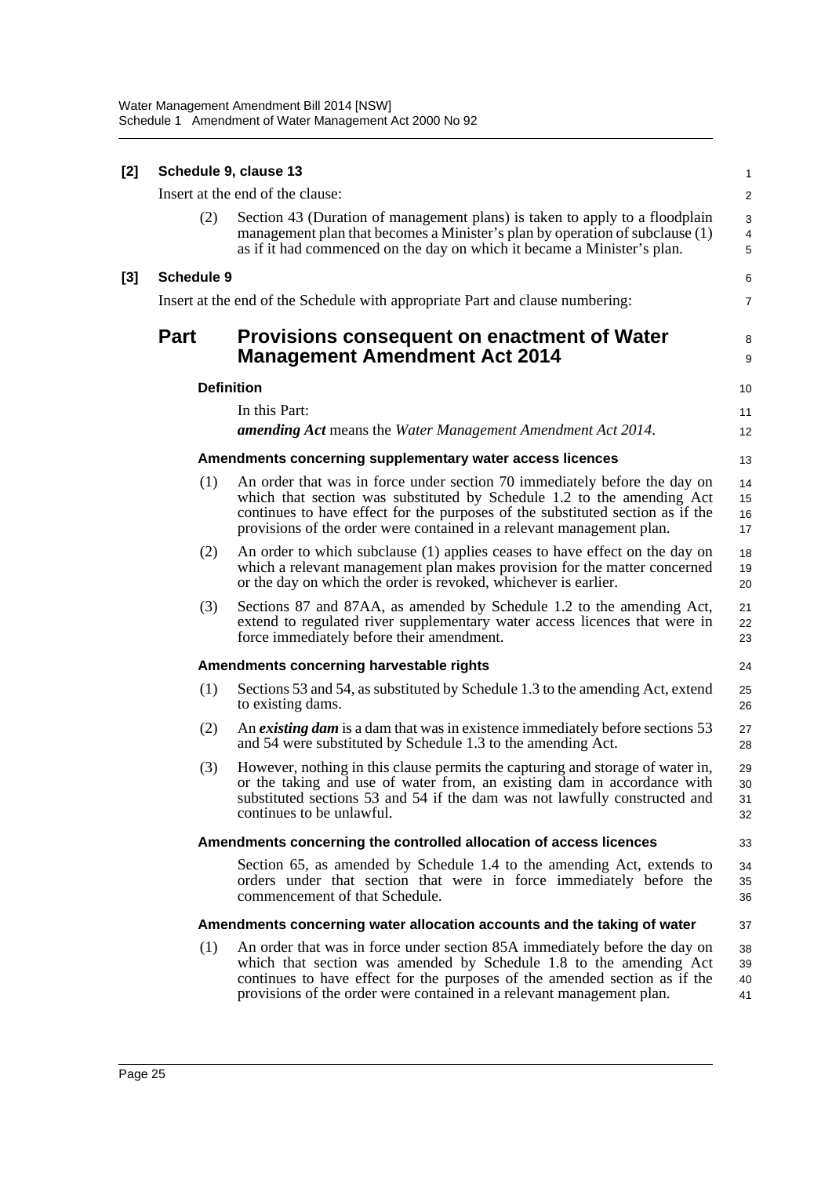**[2] Schedule 9, clause 13**

Insert at the end of the clause:

(2) Section 43 (Duration of management plans) is taken to apply to a floodplain management plan that becomes a Minister's plan by operation of subclause (1) as if it had commenced on the day on which it became a Minister's plan.

**[3] Schedule 9**

Insert at the end of the Schedule with appropriate Part and clause numbering:

## Part Provisions consequent on enactment of Water Management Amendment Act 2014

### Definition

In this Part:

***amending Act*** means the *Water Management Amendment Act 2014*.

### Amendments concerning supplementary water access licences

(1) An order that was in force under section 70 immediately before the day on which that section was substituted by Schedule 1.2 to the amending Act continues to have effect for the purposes of the substituted section as if the provisions of the order were contained in a relevant management plan.

(2) An order to which subclause (1) applies ceases to have effect on the day on which a relevant management plan makes provision for the matter concerned or the day on which the order is revoked, whichever is earlier.

(3) Sections 87 and 87AA, as amended by Schedule 1.2 to the amending Act, extend to regulated river supplementary water access licences that were in force immediately before their amendment.

### Amendments concerning harvestable rights

(1) Sections 53 and 54, as substituted by Schedule 1.3 to the amending Act, extend to existing dams.

(2) An ***existing dam*** is a dam that was in existence immediately before sections 53 and 54 were substituted by Schedule 1.3 to the amending Act.

(3) However, nothing in this clause permits the capturing and storage of water in, or the taking and use of water from, an existing dam in accordance with substituted sections 53 and 54 if the dam was not lawfully constructed and continues to be unlawful.

### Amendments concerning the controlled allocation of access licences

Section 65, as amended by Schedule 1.4 to the amending Act, extends to orders under that section that were in force immediately before the commencement of that Schedule.

### Amendments concerning water allocation accounts and the taking of water

(1) An order that was in force under section 85A immediately before the day on which that section was amended by Schedule 1.8 to the amending Act continues to have effect for the purposes of the amended section as if the provisions of the order were contained in a relevant management plan.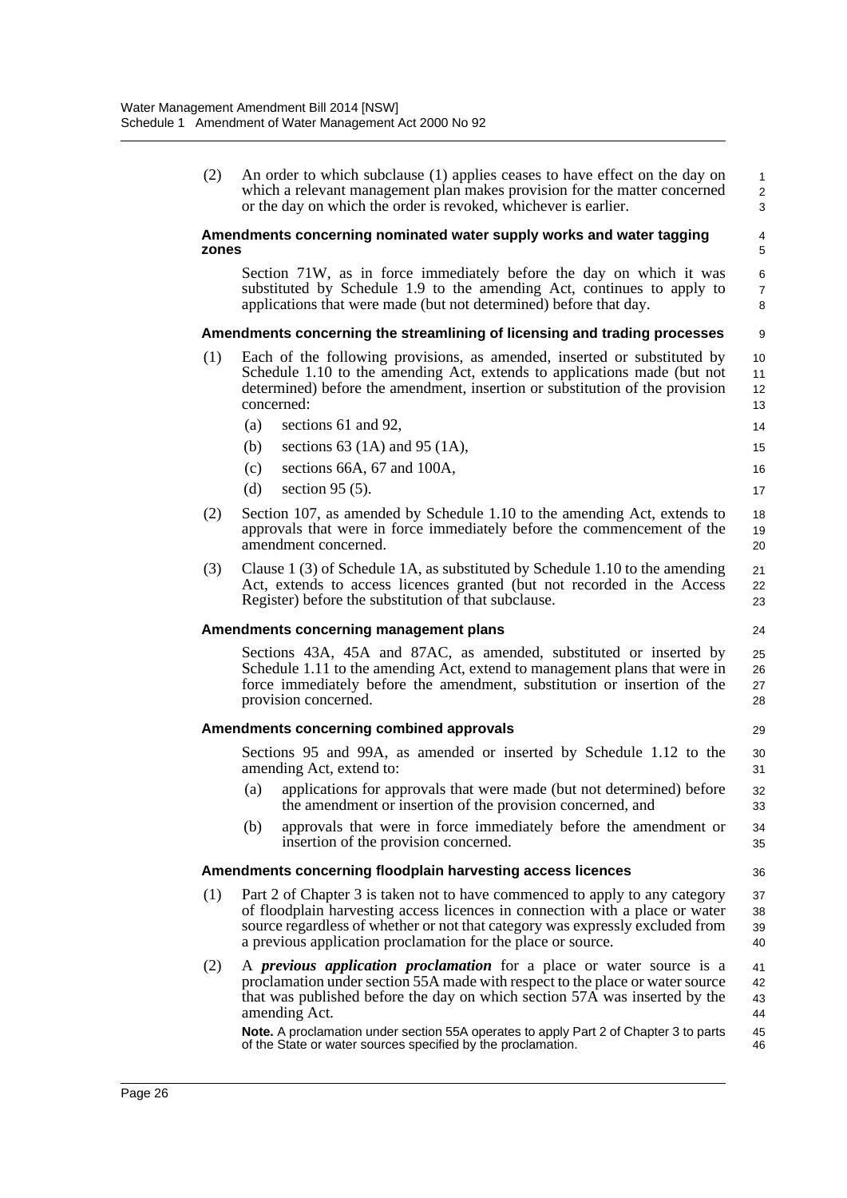(2) An order to which subclause (1) applies ceases to have effect on the day on which a relevant management plan makes provision for the matter concerned or the day on which the order is revoked, whichever is earlier.

**Amendments concerning nominated water supply works and water tagging zones**

Section 71W, as in force immediately before the day on which it was substituted by Schedule 1.9 to the amending Act, continues to apply to applications that were made (but not determined) before that day.

**Amendments concerning the streamlining of licensing and trading processes**

(1) Each of the following provisions, as amended, inserted or substituted by Schedule 1.10 to the amending Act, extends to applications made (but not determined) before the amendment, insertion or substitution of the provision concerned:

- (a) sections 61 and 92,
- (b) sections 63 (1A) and 95 (1A),
- (c) sections 66A, 67 and 100A,
- (d) section 95 (5).

(2) Section 107, as amended by Schedule 1.10 to the amending Act, extends to approvals that were in force immediately before the commencement of the amendment concerned.

(3) Clause 1 (3) of Schedule 1A, as substituted by Schedule 1.10 to the amending Act, extends to access licences granted (but not recorded in the Access Register) before the substitution of that subclause.

**Amendments concerning management plans**

Sections 43A, 45A and 87AC, as amended, substituted or inserted by Schedule 1.11 to the amending Act, extend to management plans that were in force immediately before the amendment, substitution or insertion of the provision concerned.

**Amendments concerning combined approvals**

Sections 95 and 99A, as amended or inserted by Schedule 1.12 to the amending Act, extend to:

- (a) applications for approvals that were made (but not determined) before the amendment or insertion of the provision concerned, and
- (b) approvals that were in force immediately before the amendment or insertion of the provision concerned.

**Amendments concerning floodplain harvesting access licences**

(1) Part 2 of Chapter 3 is taken not to have commenced to apply to any category of floodplain harvesting access licences in connection with a place or water source regardless of whether or not that category was expressly excluded from a previous application proclamation for the place or source.

(2) A ***previous application proclamation*** for a place or water source is a proclamation under section 55A made with respect to the place or water source that was published before the day on which section 57A was inserted by the amending Act.

**Note.** A proclamation under section 55A operates to apply Part 2 of Chapter 3 to parts of the State or water sources specified by the proclamation.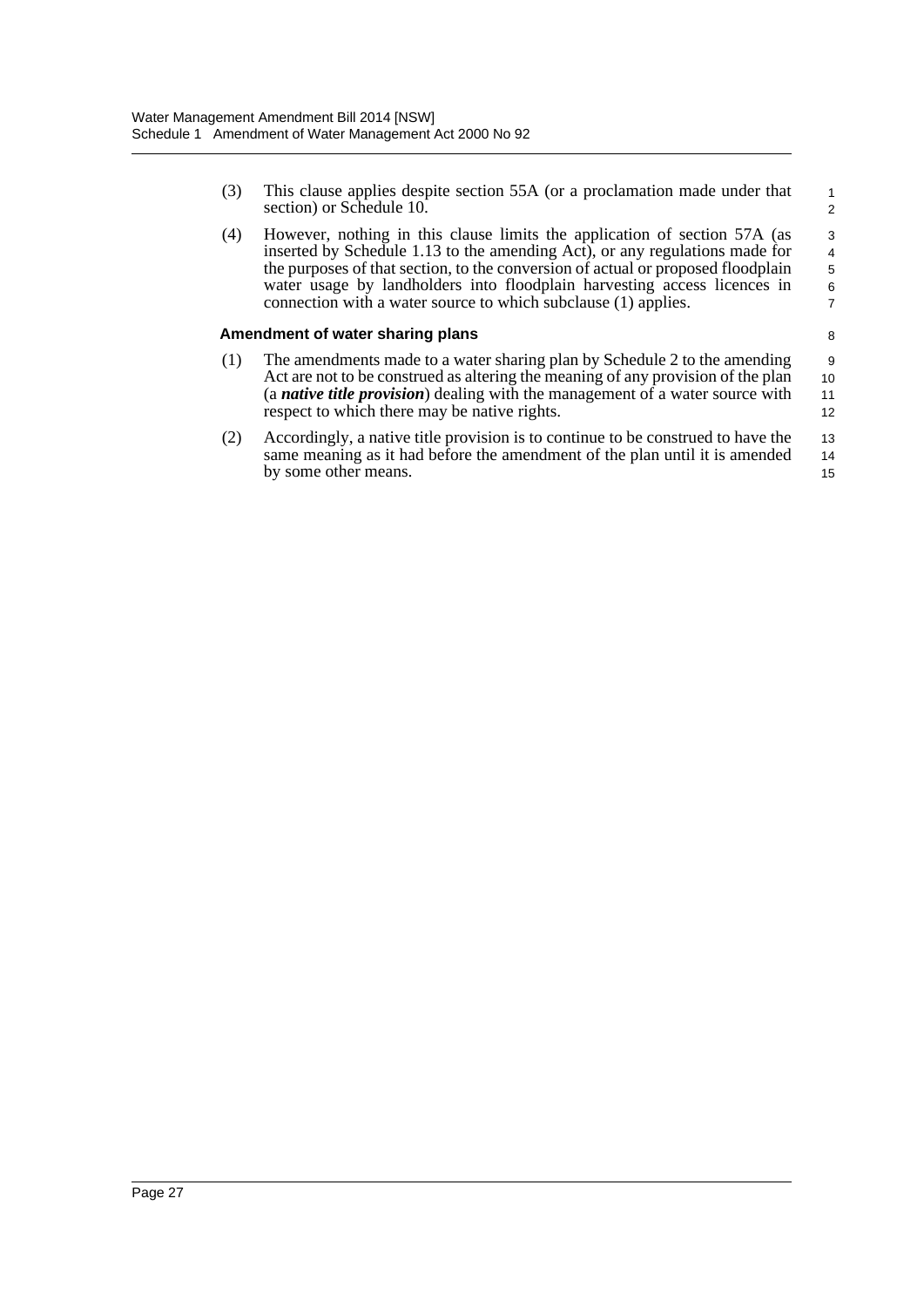(3) This clause applies despite section 55A (or a proclamation made under that section) or Schedule 10.

(4) However, nothing in this clause limits the application of section 57A (as inserted by Schedule 1.13 to the amending Act), or any regulations made for the purposes of that section, to the conversion of actual or proposed floodplain water usage by landholders into floodplain harvesting access licences in connection with a water source to which subclause (1) applies.

### Amendment of water sharing plans

(1) The amendments made to a water sharing plan by Schedule 2 to the amending Act are not to be construed as altering the meaning of any provision of the plan (a ***native title provision***) dealing with the management of a water source with respect to which there may be native rights.

(2) Accordingly, a native title provision is to continue to be construed to have the same meaning as it had before the amendment of the plan until it is amended by some other means.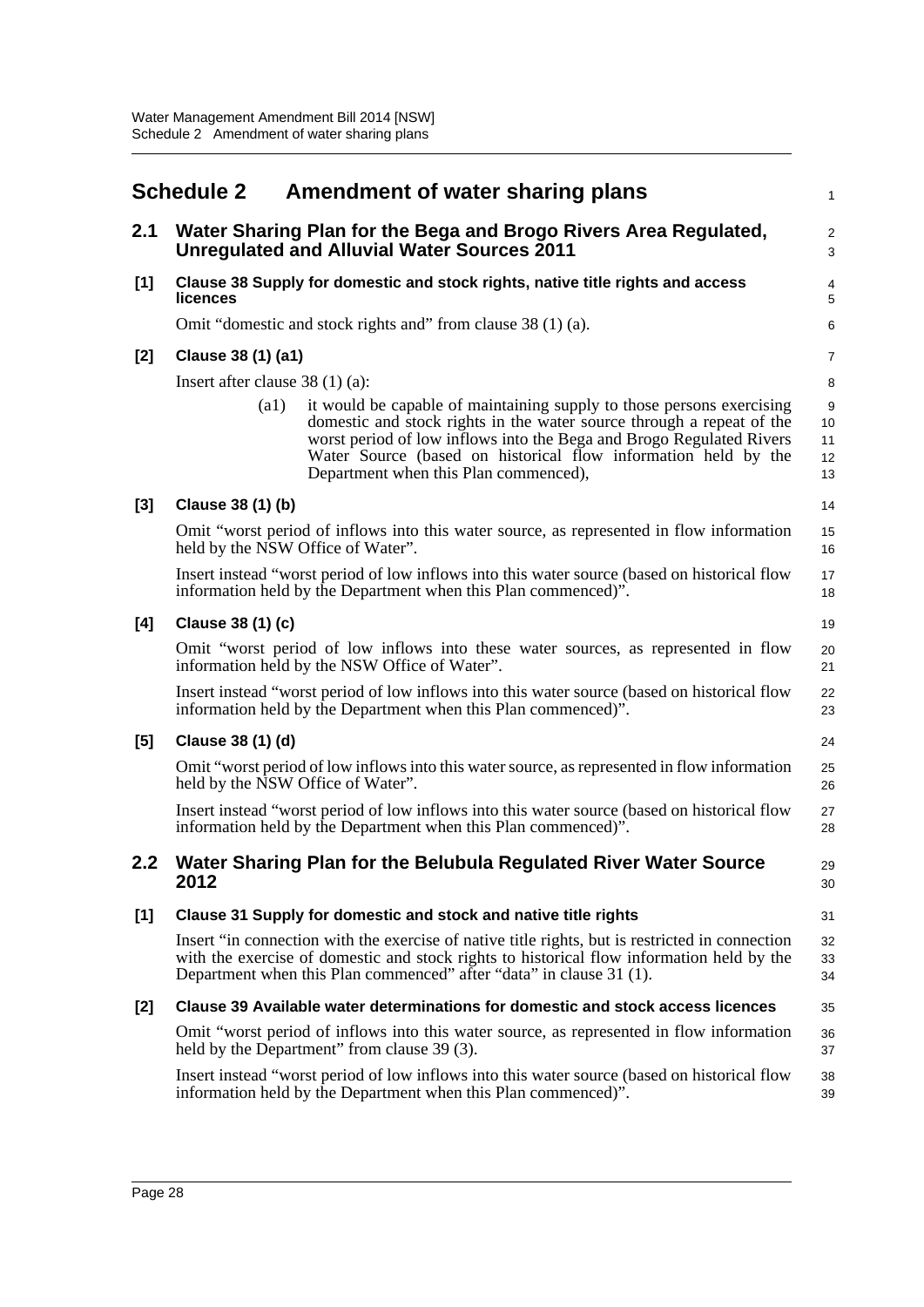# Schedule 2 Amendment of water sharing plans

## 2.1 Water Sharing Plan for the Bega and Brogo Rivers Area Regulated, Unregulated and Alluvial Water Sources 2011

### [1] Clause 38 Supply for domestic and stock rights, native title rights and access licences

Omit "domestic and stock rights and" from clause 38 (1) (a).

### [2] Clause 38 (1) (a1)

Insert after clause 38 (1) (a):

> (a1) it would be capable of maintaining supply to those persons exercising domestic and stock rights in the water source through a repeat of the worst period of low inflows into the Bega and Brogo Regulated Rivers Water Source (based on historical flow information held by the Department when this Plan commenced),

### [3] Clause 38 (1) (b)

Omit "worst period of inflows into this water source, as represented in flow information held by the NSW Office of Water".

Insert instead "worst period of low inflows into this water source (based on historical flow information held by the Department when this Plan commenced)".

### [4] Clause 38 (1) (c)

Omit "worst period of low inflows into these water sources, as represented in flow information held by the NSW Office of Water".

Insert instead "worst period of low inflows into this water source (based on historical flow information held by the Department when this Plan commenced)".

### [5] Clause 38 (1) (d)

Omit "worst period of low inflows into this water source, as represented in flow information held by the NSW Office of Water".

Insert instead "worst period of low inflows into this water source (based on historical flow information held by the Department when this Plan commenced)".

## 2.2 Water Sharing Plan for the Belubula Regulated River Water Source 2012

### [1] Clause 31 Supply for domestic and stock and native title rights

Insert "in connection with the exercise of native title rights, but is restricted in connection with the exercise of domestic and stock rights to historical flow information held by the Department when this Plan commenced" after "data" in clause 31 (1).

### [2] Clause 39 Available water determinations for domestic and stock access licences

Omit "worst period of inflows into this water source, as represented in flow information held by the Department" from clause 39 (3).

Insert instead "worst period of low inflows into this water source (based on historical flow information held by the Department when this Plan commenced)".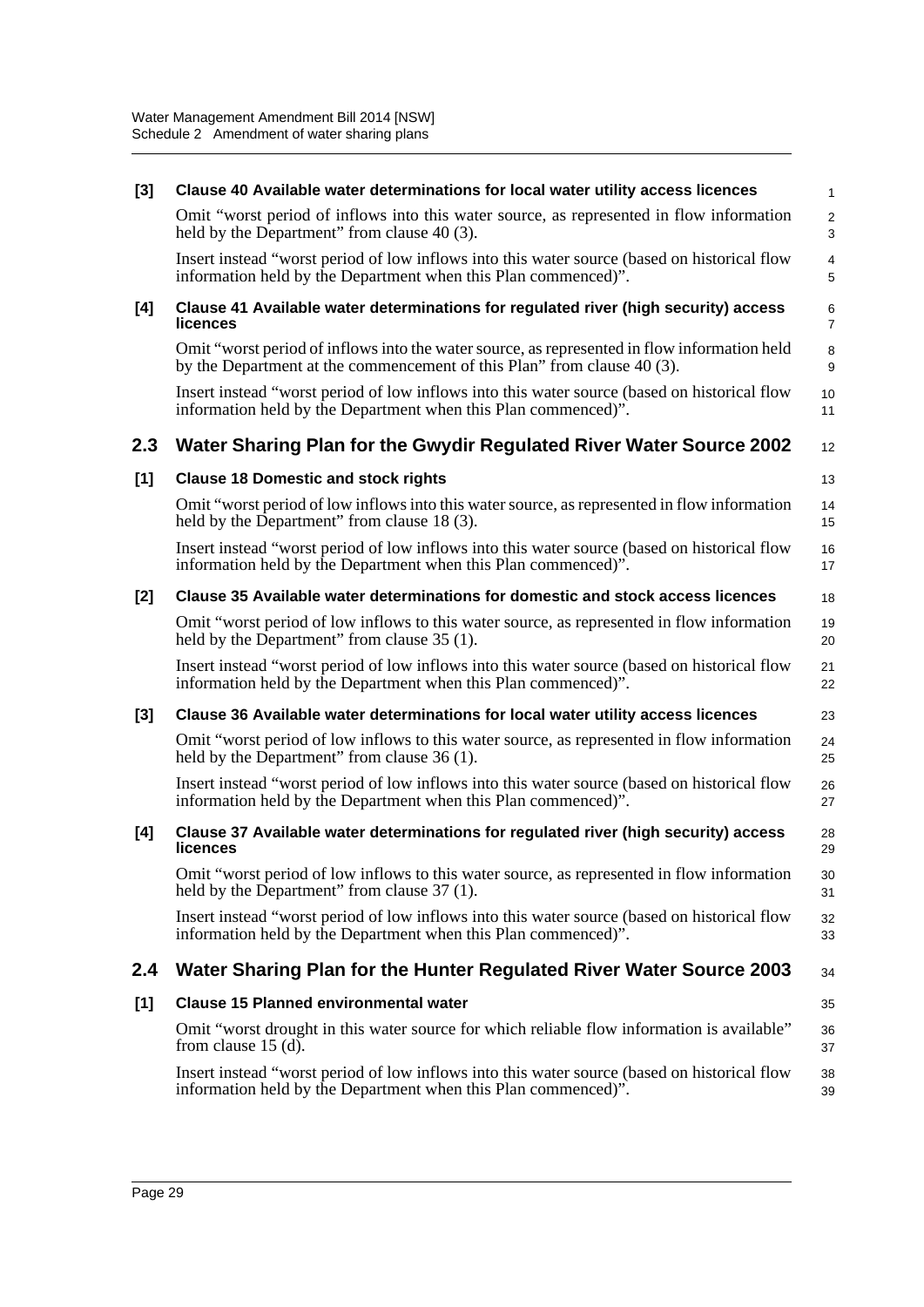**[3] Clause 40 Available water determinations for local water utility access licences**

Omit "worst period of inflows into this water source, as represented in flow information held by the Department" from clause 40 (3).

Insert instead "worst period of low inflows into this water source (based on historical flow information held by the Department when this Plan commenced)".

**[4] Clause 41 Available water determinations for regulated river (high security) access licences**

Omit "worst period of inflows into the water source, as represented in flow information held by the Department at the commencement of this Plan" from clause 40 (3).

Insert instead "worst period of low inflows into this water source (based on historical flow information held by the Department when this Plan commenced)".

## 2.3 Water Sharing Plan for the Gwydir Regulated River Water Source 2002

**[1] Clause 18 Domestic and stock rights**

Omit "worst period of low inflows into this water source, as represented in flow information held by the Department" from clause 18 (3).

Insert instead "worst period of low inflows into this water source (based on historical flow information held by the Department when this Plan commenced)".

**[2] Clause 35 Available water determinations for domestic and stock access licences**

Omit "worst period of low inflows to this water source, as represented in flow information held by the Department" from clause 35 (1).

Insert instead "worst period of low inflows into this water source (based on historical flow information held by the Department when this Plan commenced)".

**[3] Clause 36 Available water determinations for local water utility access licences**

Omit "worst period of low inflows to this water source, as represented in flow information held by the Department" from clause 36 (1).

Insert instead "worst period of low inflows into this water source (based on historical flow information held by the Department when this Plan commenced)".

**[4] Clause 37 Available water determinations for regulated river (high security) access licences**

Omit "worst period of low inflows to this water source, as represented in flow information held by the Department" from clause 37 (1).

Insert instead "worst period of low inflows into this water source (based on historical flow information held by the Department when this Plan commenced)".

## 2.4 Water Sharing Plan for the Hunter Regulated River Water Source 2003

**[1] Clause 15 Planned environmental water**

Omit "worst drought in this water source for which reliable flow information is available" from clause 15 (d).

Insert instead "worst period of low inflows into this water source (based on historical flow information held by the Department when this Plan commenced)".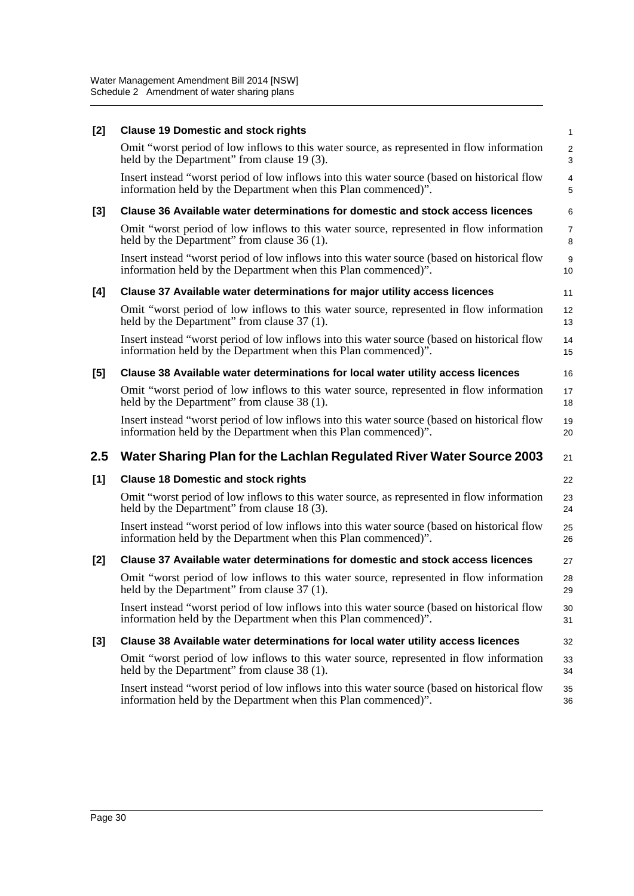**[2] Clause 19 Domestic and stock rights**

Omit "worst period of low inflows to this water source, as represented in flow information held by the Department" from clause 19 (3).

Insert instead "worst period of low inflows into this water source (based on historical flow information held by the Department when this Plan commenced)".

**[3] Clause 36 Available water determinations for domestic and stock access licences**

Omit "worst period of low inflows to this water source, represented in flow information held by the Department" from clause 36 (1).

Insert instead "worst period of low inflows into this water source (based on historical flow information held by the Department when this Plan commenced)".

**[4] Clause 37 Available water determinations for major utility access licences**

Omit "worst period of low inflows to this water source, represented in flow information held by the Department" from clause 37 (1).

Insert instead "worst period of low inflows into this water source (based on historical flow information held by the Department when this Plan commenced)".

**[5] Clause 38 Available water determinations for local water utility access licences**

Omit "worst period of low inflows to this water source, represented in flow information held by the Department" from clause 38 (1).

Insert instead "worst period of low inflows into this water source (based on historical flow information held by the Department when this Plan commenced)".

## 2.5 Water Sharing Plan for the Lachlan Regulated River Water Source 2003

**[1] Clause 18 Domestic and stock rights**

Omit "worst period of low inflows to this water source, as represented in flow information held by the Department" from clause 18 (3).

Insert instead "worst period of low inflows into this water source (based on historical flow information held by the Department when this Plan commenced)".

**[2] Clause 37 Available water determinations for domestic and stock access licences**

Omit "worst period of low inflows to this water source, represented in flow information held by the Department" from clause 37 (1).

Insert instead "worst period of low inflows into this water source (based on historical flow information held by the Department when this Plan commenced)".

**[3] Clause 38 Available water determinations for local water utility access licences**

Omit "worst period of low inflows to this water source, represented in flow information held by the Department" from clause 38 (1).

Insert instead "worst period of low inflows into this water source (based on historical flow information held by the Department when this Plan commenced)".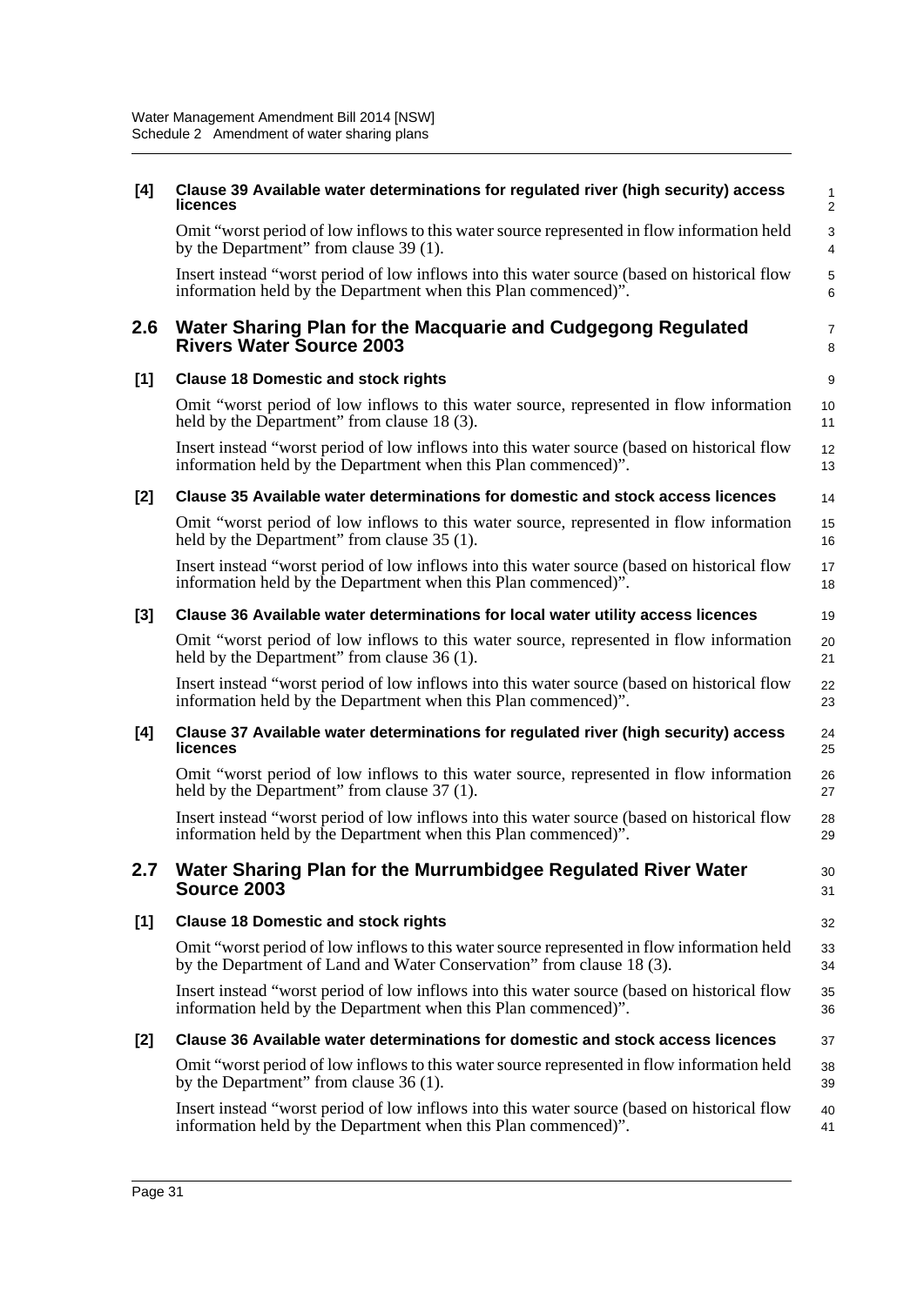**[4] Clause 39 Available water determinations for regulated river (high security) access licences**

Omit "worst period of low inflows to this water source represented in flow information held by the Department" from clause 39 (1).

Insert instead "worst period of low inflows into this water source (based on historical flow information held by the Department when this Plan commenced)".

## 2.6 Water Sharing Plan for the Macquarie and Cudgegong Regulated Rivers Water Source 2003

**[1] Clause 18 Domestic and stock rights**

Omit "worst period of low inflows to this water source, represented in flow information held by the Department" from clause 18 (3).

Insert instead "worst period of low inflows into this water source (based on historical flow information held by the Department when this Plan commenced)".

**[2] Clause 35 Available water determinations for domestic and stock access licences**

Omit "worst period of low inflows to this water source, represented in flow information held by the Department" from clause 35 (1).

Insert instead "worst period of low inflows into this water source (based on historical flow information held by the Department when this Plan commenced)".

**[3] Clause 36 Available water determinations for local water utility access licences**

Omit "worst period of low inflows to this water source, represented in flow information held by the Department" from clause 36 (1).

Insert instead "worst period of low inflows into this water source (based on historical flow information held by the Department when this Plan commenced)".

**[4] Clause 37 Available water determinations for regulated river (high security) access licences**

Omit "worst period of low inflows to this water source, represented in flow information held by the Department" from clause 37 (1).

Insert instead "worst period of low inflows into this water source (based on historical flow information held by the Department when this Plan commenced)".

## 2.7 Water Sharing Plan for the Murrumbidgee Regulated River Water Source 2003

**[1] Clause 18 Domestic and stock rights**

Omit "worst period of low inflows to this water source represented in flow information held by the Department of Land and Water Conservation" from clause 18 (3).

Insert instead "worst period of low inflows into this water source (based on historical flow information held by the Department when this Plan commenced)".

**[2] Clause 36 Available water determinations for domestic and stock access licences**

Omit "worst period of low inflows to this water source represented in flow information held by the Department" from clause 36 (1).

Insert instead "worst period of low inflows into this water source (based on historical flow information held by the Department when this Plan commenced)".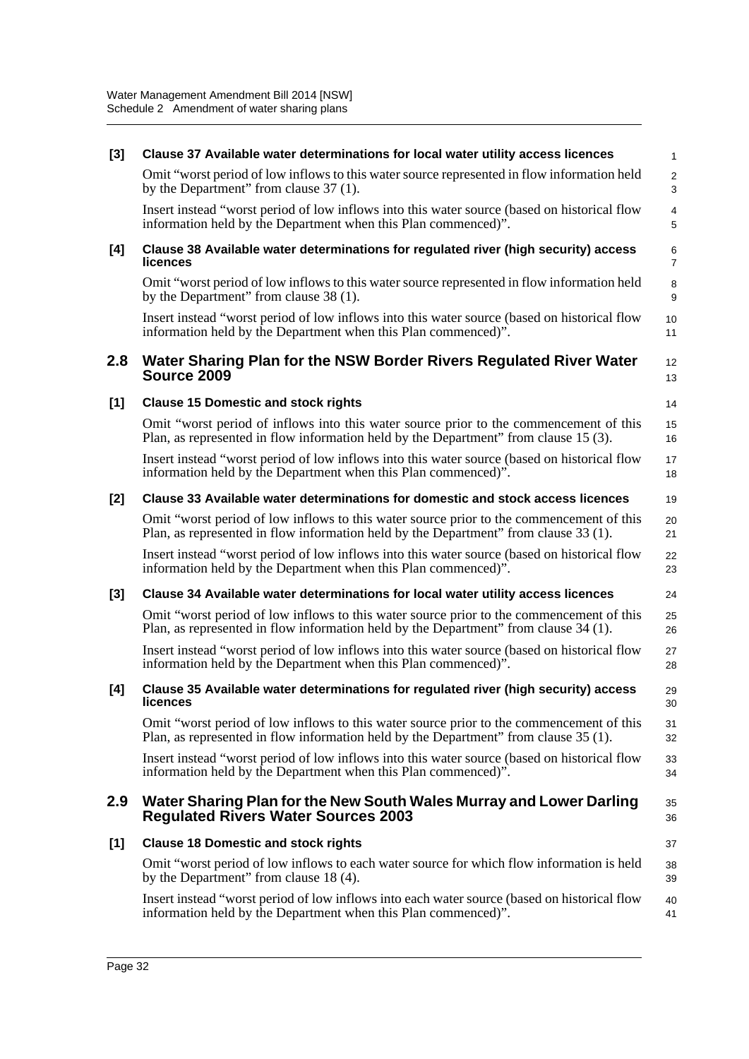**[3] Clause 37 Available water determinations for local water utility access licences**

Omit "worst period of low inflows to this water source represented in flow information held by the Department" from clause 37 (1).

Insert instead "worst period of low inflows into this water source (based on historical flow information held by the Department when this Plan commenced)".

**[4] Clause 38 Available water determinations for regulated river (high security) access licences**

Omit "worst period of low inflows to this water source represented in flow information held by the Department" from clause 38 (1).

Insert instead "worst period of low inflows into this water source (based on historical flow information held by the Department when this Plan commenced)".

## 2.8 Water Sharing Plan for the NSW Border Rivers Regulated River Water Source 2009

**[1] Clause 15 Domestic and stock rights**

Omit "worst period of inflows into this water source prior to the commencement of this Plan, as represented in flow information held by the Department" from clause 15 (3).

Insert instead "worst period of low inflows into this water source (based on historical flow information held by the Department when this Plan commenced)".

**[2] Clause 33 Available water determinations for domestic and stock access licences**

Omit "worst period of low inflows to this water source prior to the commencement of this Plan, as represented in flow information held by the Department" from clause 33 (1).

Insert instead "worst period of low inflows into this water source (based on historical flow information held by the Department when this Plan commenced)".

**[3] Clause 34 Available water determinations for local water utility access licences**

Omit "worst period of low inflows to this water source prior to the commencement of this Plan, as represented in flow information held by the Department" from clause 34 (1).

Insert instead "worst period of low inflows into this water source (based on historical flow information held by the Department when this Plan commenced)".

**[4] Clause 35 Available water determinations for regulated river (high security) access licences**

Omit "worst period of low inflows to this water source prior to the commencement of this Plan, as represented in flow information held by the Department" from clause 35 (1).

Insert instead "worst period of low inflows into this water source (based on historical flow information held by the Department when this Plan commenced)".

## 2.9 Water Sharing Plan for the New South Wales Murray and Lower Darling Regulated Rivers Water Sources 2003

**[1] Clause 18 Domestic and stock rights**

Omit "worst period of low inflows to each water source for which flow information is held by the Department" from clause 18 (4).

Insert instead "worst period of low inflows into each water source (based on historical flow information held by the Department when this Plan commenced)".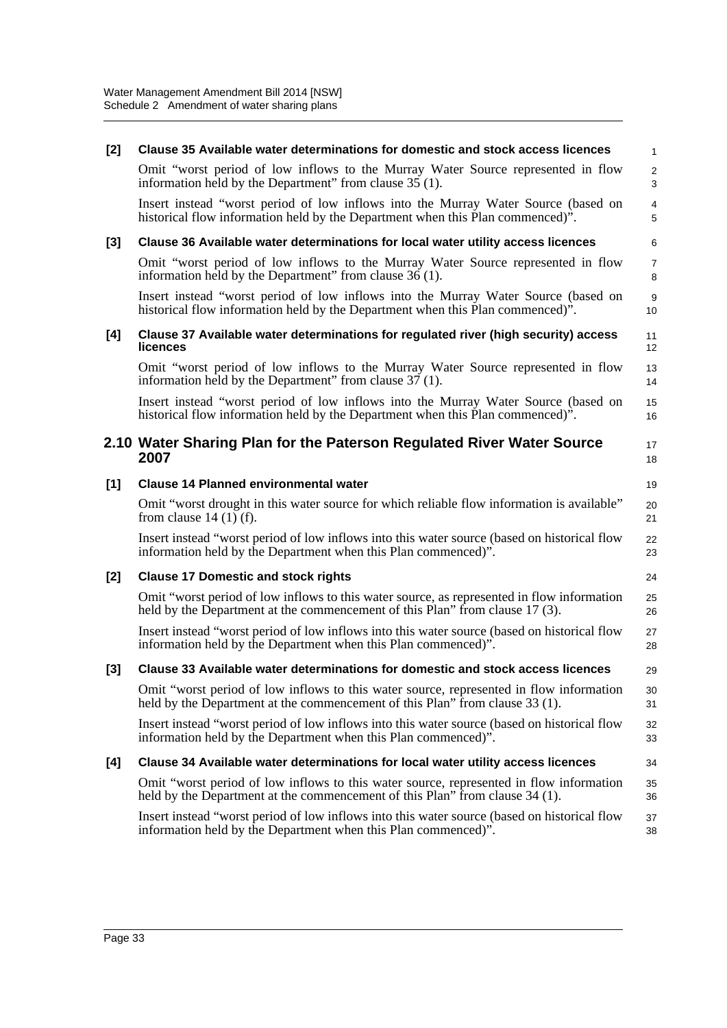**[2] Clause 35 Available water determinations for domestic and stock access licences**

Omit "worst period of low inflows to the Murray Water Source represented in flow information held by the Department" from clause 35 (1).

Insert instead "worst period of low inflows into the Murray Water Source (based on historical flow information held by the Department when this Plan commenced)".

**[3] Clause 36 Available water determinations for local water utility access licences**

Omit "worst period of low inflows to the Murray Water Source represented in flow information held by the Department" from clause 36 (1).

Insert instead "worst period of low inflows into the Murray Water Source (based on historical flow information held by the Department when this Plan commenced)".

**[4] Clause 37 Available water determinations for regulated river (high security) access licences**

Omit "worst period of low inflows to the Murray Water Source represented in flow information held by the Department" from clause 37 (1).

Insert instead "worst period of low inflows into the Murray Water Source (based on historical flow information held by the Department when this Plan commenced)".

## 2.10 Water Sharing Plan for the Paterson Regulated River Water Source 2007

**[1] Clause 14 Planned environmental water**

Omit "worst drought in this water source for which reliable flow information is available" from clause 14 (1) (f).

Insert instead "worst period of low inflows into this water source (based on historical flow information held by the Department when this Plan commenced)".

**[2] Clause 17 Domestic and stock rights**

Omit "worst period of low inflows to this water source, as represented in flow information held by the Department at the commencement of this Plan" from clause 17 (3).

Insert instead "worst period of low inflows into this water source (based on historical flow information held by the Department when this Plan commenced)".

**[3] Clause 33 Available water determinations for domestic and stock access licences**

Omit "worst period of low inflows to this water source, represented in flow information held by the Department at the commencement of this Plan" from clause 33 (1).

Insert instead "worst period of low inflows into this water source (based on historical flow information held by the Department when this Plan commenced)".

**[4] Clause 34 Available water determinations for local water utility access licences**

Omit "worst period of low inflows to this water source, represented in flow information held by the Department at the commencement of this Plan" from clause 34 (1).

Insert instead "worst period of low inflows into this water source (based on historical flow information held by the Department when this Plan commenced)".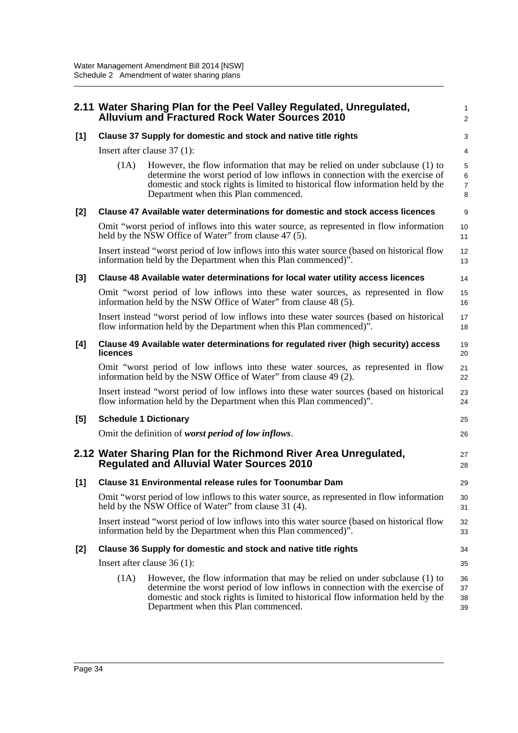## 2.11 Water Sharing Plan for the Peel Valley Regulated, Unregulated, Alluvium and Fractured Rock Water Sources 2010

**[1] Clause 37 Supply for domestic and stock and native title rights**

Insert after clause 37 (1):

(1A) However, the flow information that may be relied on under subclause (1) to determine the worst period of low inflows in connection with the exercise of domestic and stock rights is limited to historical flow information held by the Department when this Plan commenced.

**[2] Clause 47 Available water determinations for domestic and stock access licences**

Omit "worst period of inflows into this water source, as represented in flow information held by the NSW Office of Water" from clause 47 (5).

Insert instead "worst period of low inflows into this water source (based on historical flow information held by the Department when this Plan commenced)".

**[3] Clause 48 Available water determinations for local water utility access licences**

Omit "worst period of low inflows into these water sources, as represented in flow information held by the NSW Office of Water" from clause 48 (5).

Insert instead "worst period of low inflows into these water sources (based on historical flow information held by the Department when this Plan commenced)".

**[4] Clause 49 Available water determinations for regulated river (high security) access licences**

Omit "worst period of low inflows into these water sources, as represented in flow information held by the NSW Office of Water" from clause 49 (2).

Insert instead "worst period of low inflows into these water sources (based on historical flow information held by the Department when this Plan commenced)".

**[5] Schedule 1 Dictionary**

Omit the definition of ***worst period of low inflows***.

## 2.12 Water Sharing Plan for the Richmond River Area Unregulated, Regulated and Alluvial Water Sources 2010

**[1] Clause 31 Environmental release rules for Toonumbar Dam**

Omit "worst period of low inflows to this water source, as represented in flow information held by the NSW Office of Water" from clause 31 (4).

Insert instead "worst period of low inflows into this water source (based on historical flow information held by the Department when this Plan commenced)".

**[2] Clause 36 Supply for domestic and stock and native title rights**

Insert after clause 36 (1):

(1A) However, the flow information that may be relied on under subclause (1) to determine the worst period of low inflows in connection with the exercise of domestic and stock rights is limited to historical flow information held by the Department when this Plan commenced.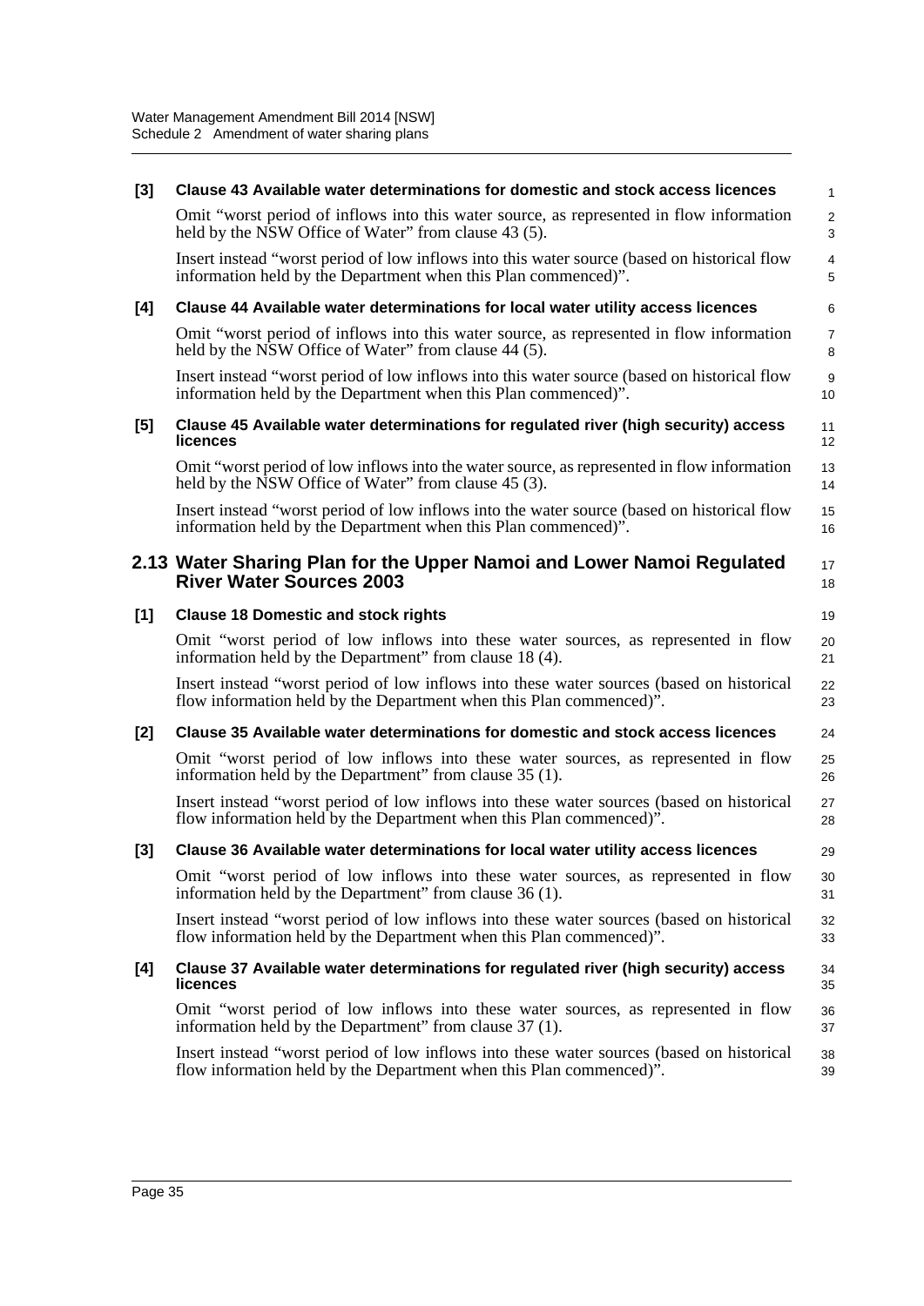**[3] Clause 43 Available water determinations for domestic and stock access licences**

Omit "worst period of inflows into this water source, as represented in flow information held by the NSW Office of Water" from clause 43 (5).

Insert instead "worst period of low inflows into this water source (based on historical flow information held by the Department when this Plan commenced)".

**[4] Clause 44 Available water determinations for local water utility access licences**

Omit "worst period of inflows into this water source, as represented in flow information held by the NSW Office of Water" from clause 44 (5).

Insert instead "worst period of low inflows into this water source (based on historical flow information held by the Department when this Plan commenced)".

**[5] Clause 45 Available water determinations for regulated river (high security) access licences**

Omit "worst period of low inflows into the water source, as represented in flow information held by the NSW Office of Water" from clause 45 (3).

Insert instead "worst period of low inflows into the water source (based on historical flow information held by the Department when this Plan commenced)".

## 2.13 Water Sharing Plan for the Upper Namoi and Lower Namoi Regulated River Water Sources 2003

**[1] Clause 18 Domestic and stock rights**

Omit "worst period of low inflows into these water sources, as represented in flow information held by the Department" from clause 18 (4).

Insert instead "worst period of low inflows into these water sources (based on historical flow information held by the Department when this Plan commenced)".

**[2] Clause 35 Available water determinations for domestic and stock access licences**

Omit "worst period of low inflows into these water sources, as represented in flow information held by the Department" from clause 35 (1).

Insert instead "worst period of low inflows into these water sources (based on historical flow information held by the Department when this Plan commenced)".

**[3] Clause 36 Available water determinations for local water utility access licences**

Omit "worst period of low inflows into these water sources, as represented in flow information held by the Department" from clause 36 (1).

Insert instead "worst period of low inflows into these water sources (based on historical flow information held by the Department when this Plan commenced)".

**[4] Clause 37 Available water determinations for regulated river (high security) access licences**

Omit "worst period of low inflows into these water sources, as represented in flow information held by the Department" from clause 37 (1).

Insert instead "worst period of low inflows into these water sources (based on historical flow information held by the Department when this Plan commenced)".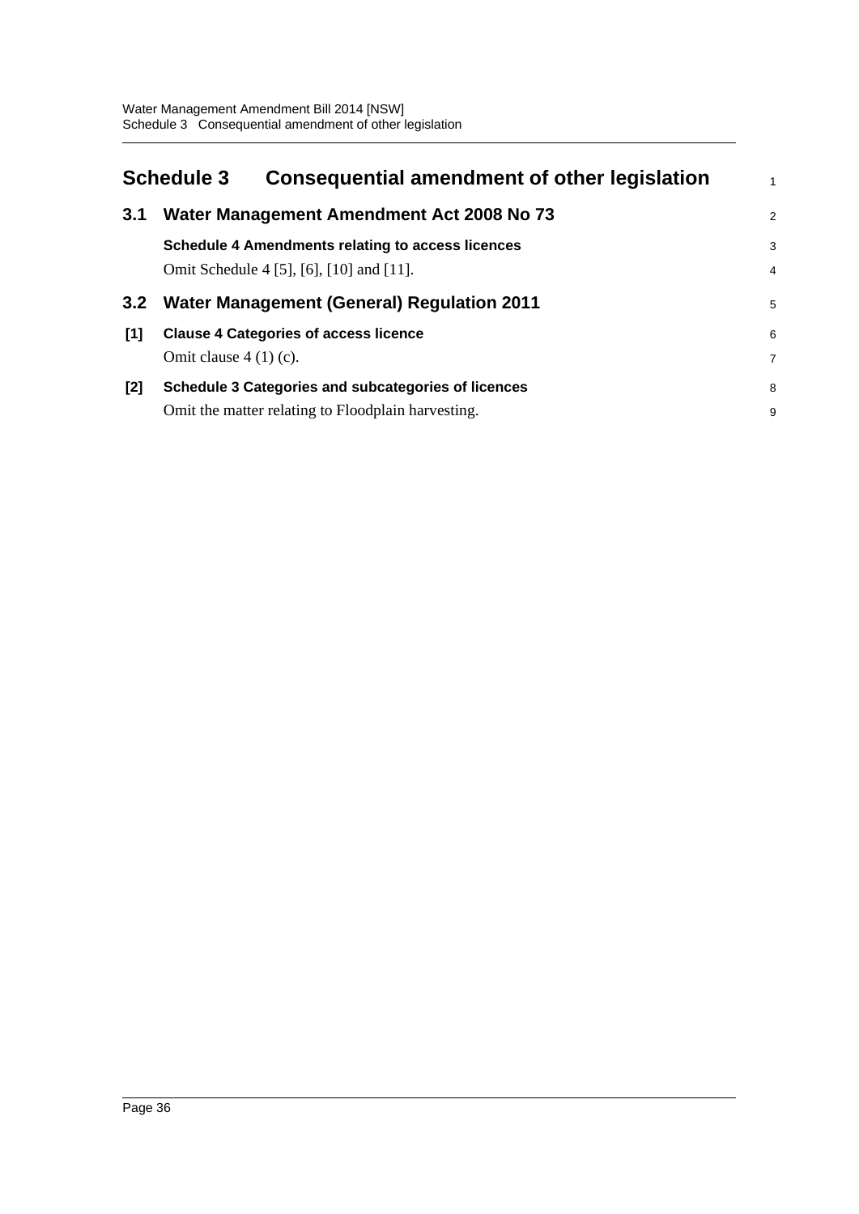# Schedule 3 Consequential amendment of other legislation

## 3.1 Water Management Amendment Act 2008 No 73

**Schedule 4 Amendments relating to access licences**

Omit Schedule 4 [5], [6], [10] and [11].

## 3.2 Water Management (General) Regulation 2011

**[1] Clause 4 Categories of access licence**

Omit clause 4 (1) (c).

**[2] Schedule 3 Categories and subcategories of licences**

Omit the matter relating to Floodplain harvesting.